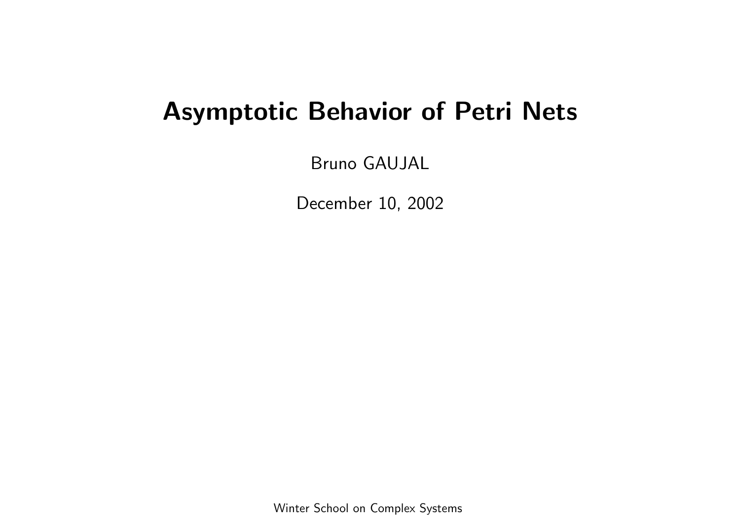# Asymptotic Behavior of Petri Nets

Bruno GAUJAL

December 10, 2002

Winter School on Complex Systems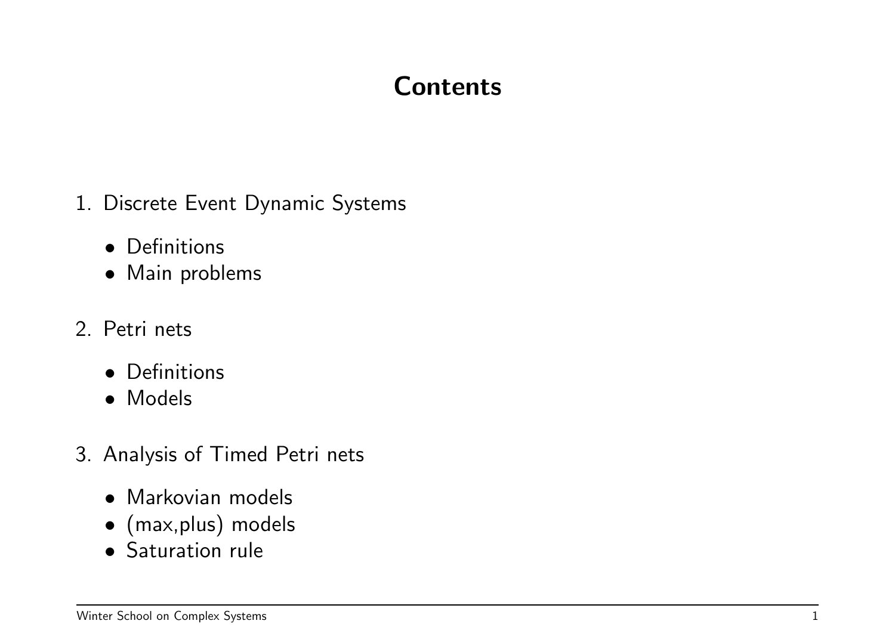# Contents

1. Discrete Event Dynamic Systems
   - Definitions
   - Main problems

2. Petri nets
   - Definitions
   - Models

3. Analysis of Timed Petri nets
   - Markovian models
   - (max,plus) models
   - Saturation rule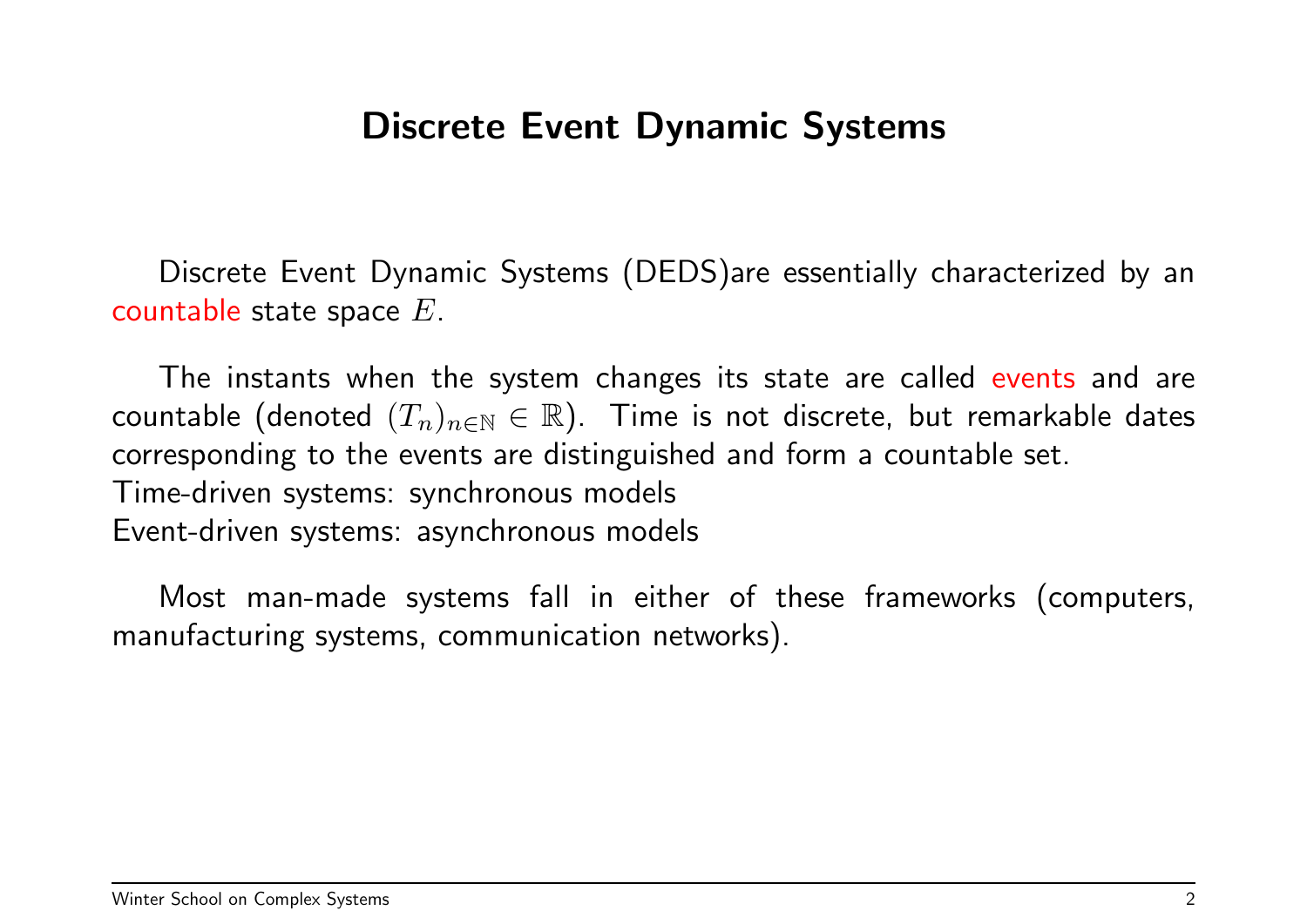# Discrete Event Dynamic Systems

Discrete Event Dynamic Systems (DEDS)are essentially characterized by an countable state space $E$.

The instants when the system changes its state are called events and are countable (denoted $(T_n)_{n \in \mathbb{N}} \in \mathbb{R}$). Time is not discrete, but remarkable dates corresponding to the events are distinguished and form a countable set.
Time-driven systems: synchronous models
Event-driven systems: asynchronous models

Most man-made systems fall in either of these frameworks (computers, manufacturing systems, communication networks).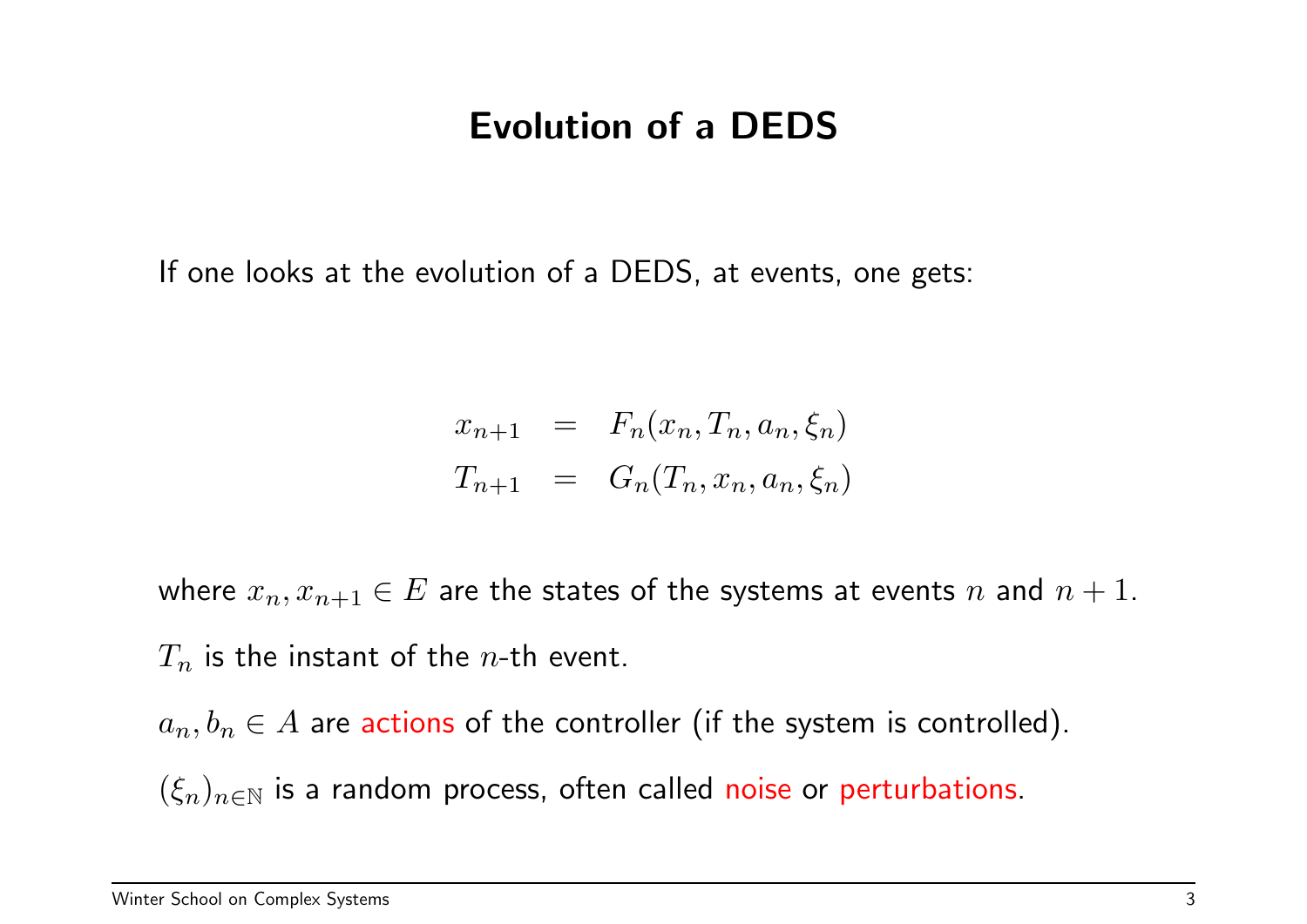# Evolution of a DEDS

If one looks at the evolution of a DEDS, at events, one gets:

$$
\begin{aligned}
x_{n+1} &= F_n(x_n, T_n, a_n, \xi_n) \\
T_{n+1} &= G_n(T_n, x_n, a_n, \xi_n)
\end{aligned}
$$

where $x_n, x_{n+1} \in E$ are the states of the systems at events $n$ and $n+1$.

$T_n$ is the instant of the $n$-th event.

$a_n, b_n \in A$ are actions of the controller (if the system is controlled).

$(\xi_n)_{n \in \mathbb{N}}$ is a random process, often called noise or perturbations.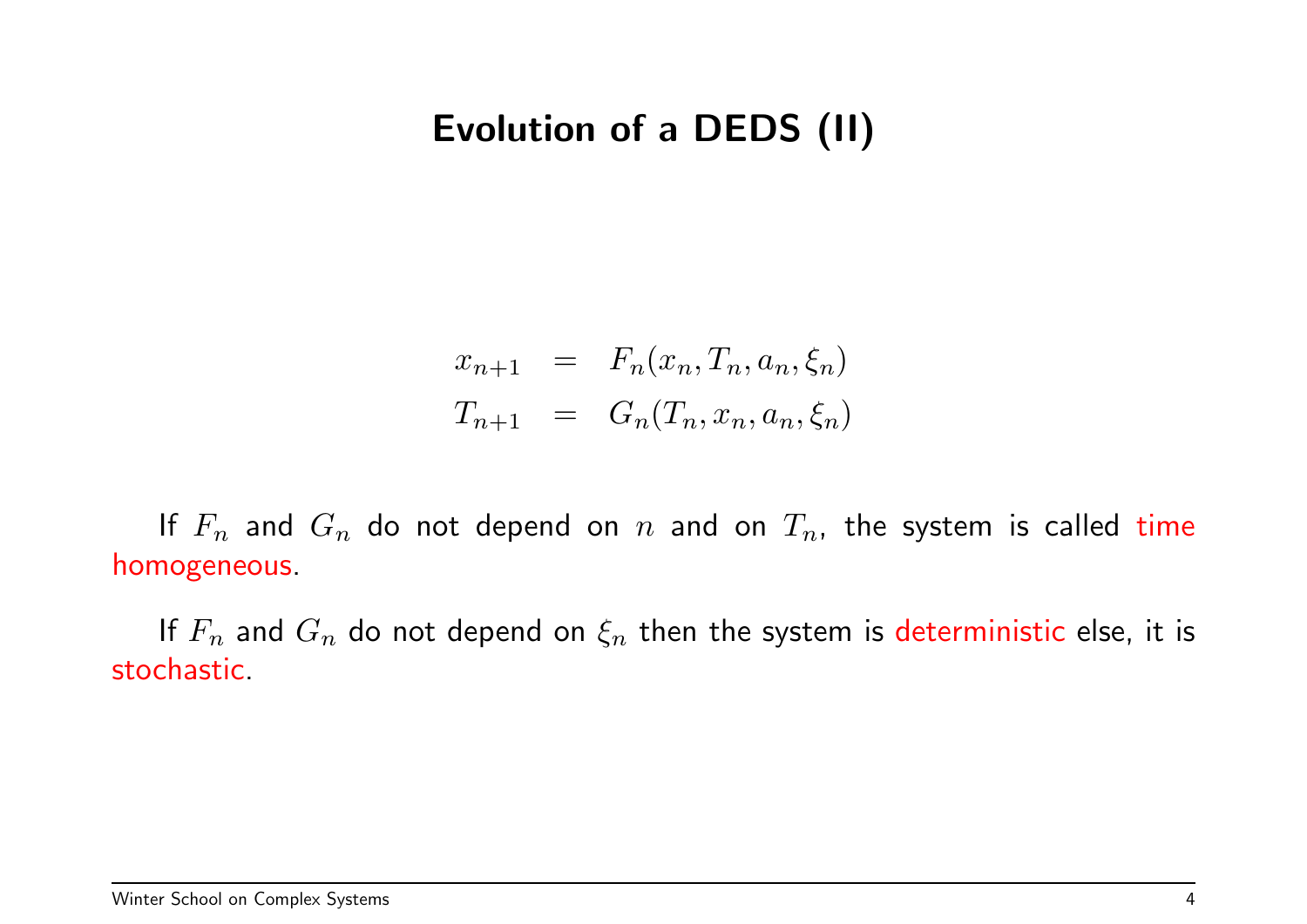# Evolution of a DEDS (II)

$$
\begin{aligned}
x_{n+1} &= F_n(x_n, T_n, a_n, \xi_n) \\
T_{n+1} &= G_n(T_n, x_n, a_n, \xi_n)
\end{aligned}
$$

If $F_n$ and $G_n$ do not depend on $n$ and on $T_n$, the system is called time homogeneous.

If $F_n$ and $G_n$ do not depend on $\xi_n$ then the system is deterministic else, it is stochastic.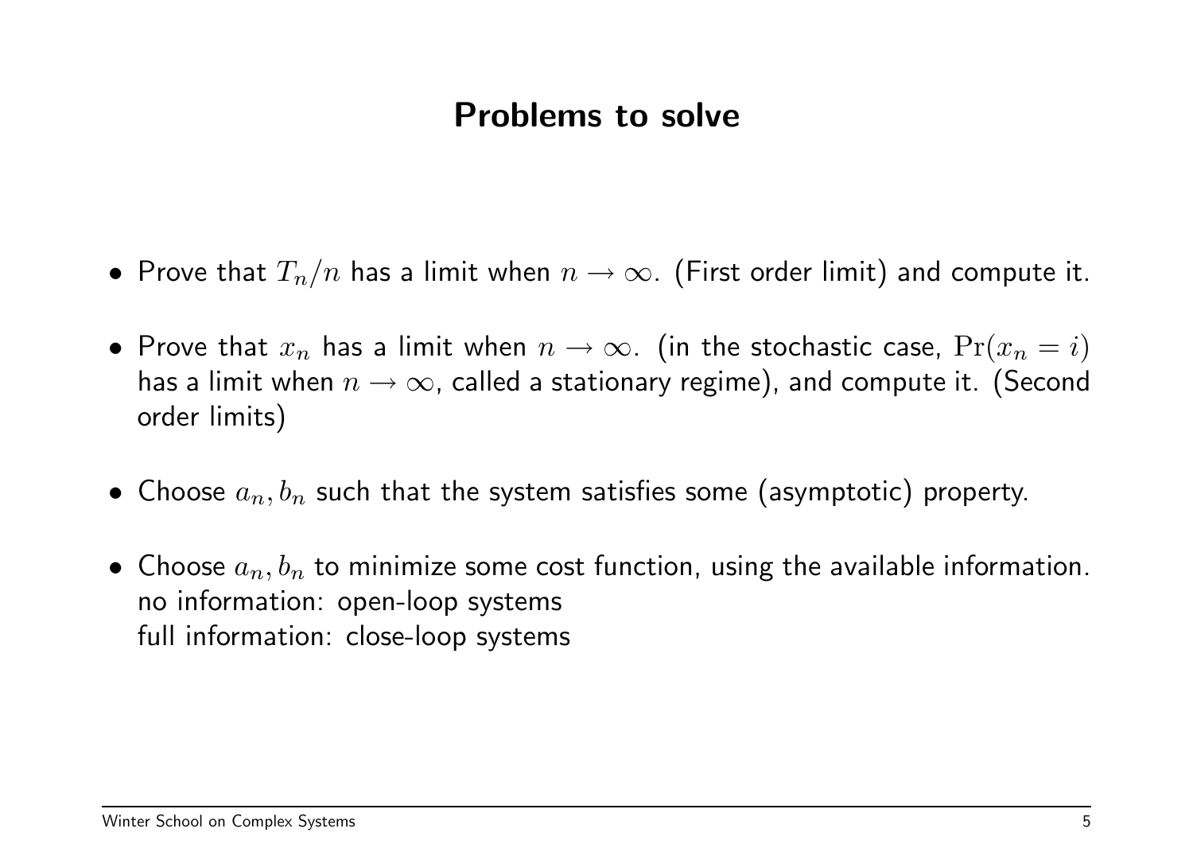## Problems to solve

- Prove that $T_n/n$ has a limit when $n \to \infty$. (First order limit) and compute it.
- Prove that $x_n$ has a limit when $n \to \infty$. (in the stochastic case, $\Pr(x_n = i)$ has a limit when $n \to \infty$, called a stationary regime), and compute it. (Second order limits)
- Choose $a_n, b_n$ such that the system satisfies some (asymptotic) property.
- Choose $a_n, b_n$ to minimize some cost function, using the available information.
  no information: open-loop systems
  full information: close-loop systems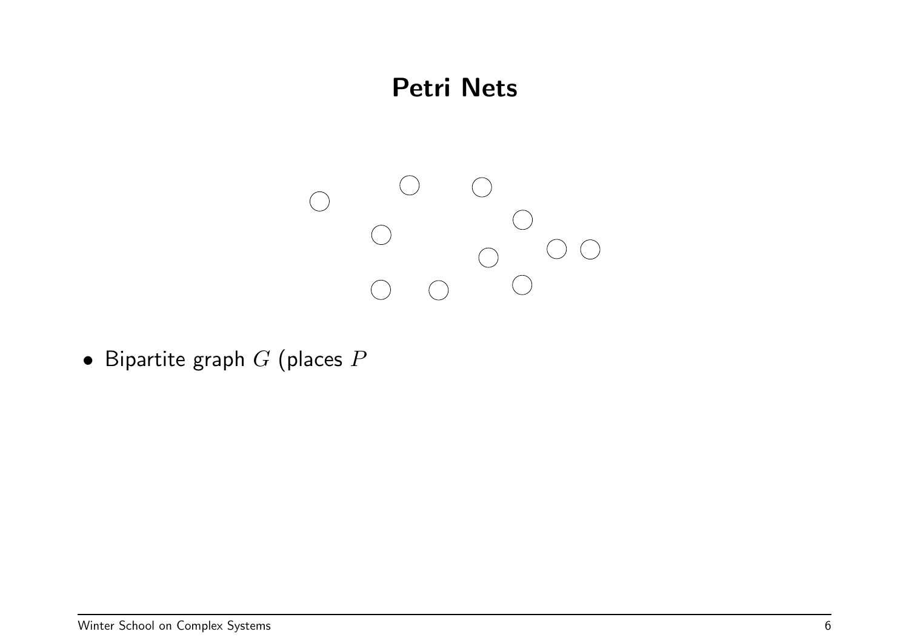# Petri Nets

- Bipartite graph $G$ (places $P$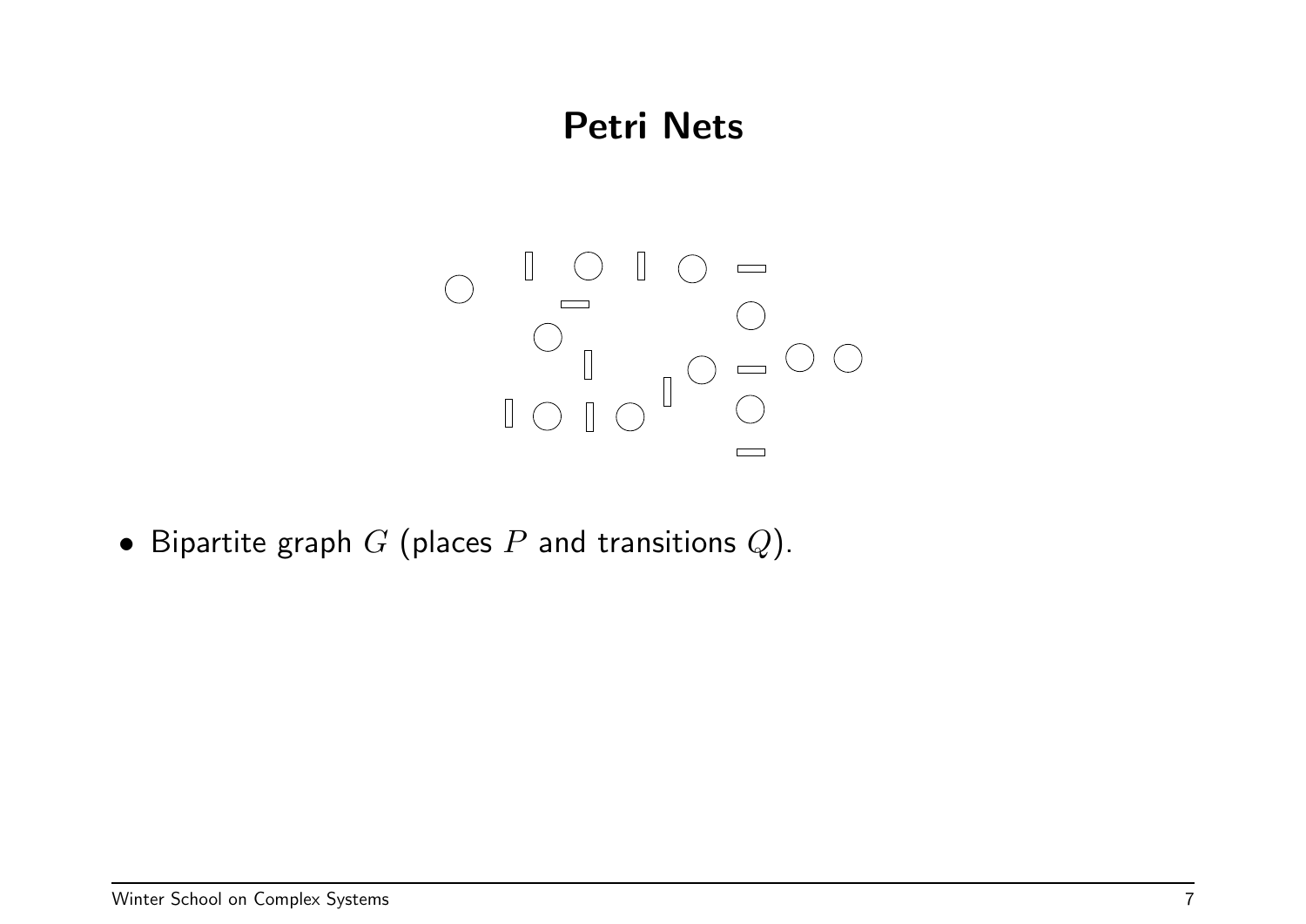# Petri Nets

- Bipartite graph $G$ (places $P$ and transitions $Q$).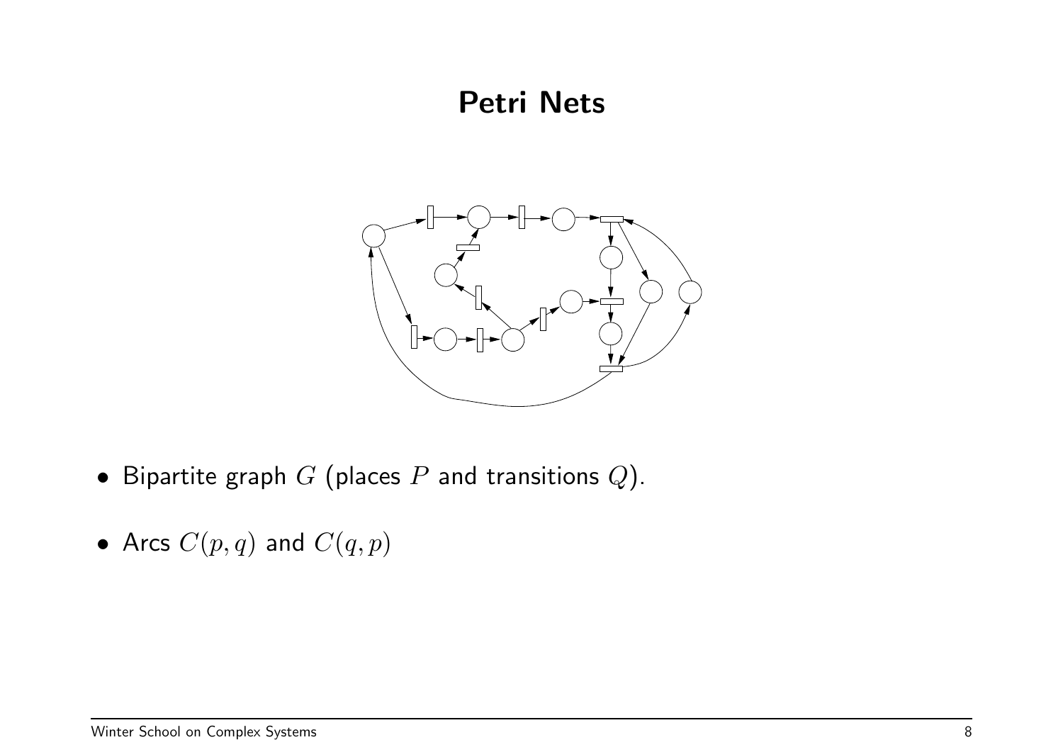# Petri Nets

- Bipartite graph $G$ (places $P$ and transitions $Q$).
- Arcs $C(p, q)$ and $C(q, p)$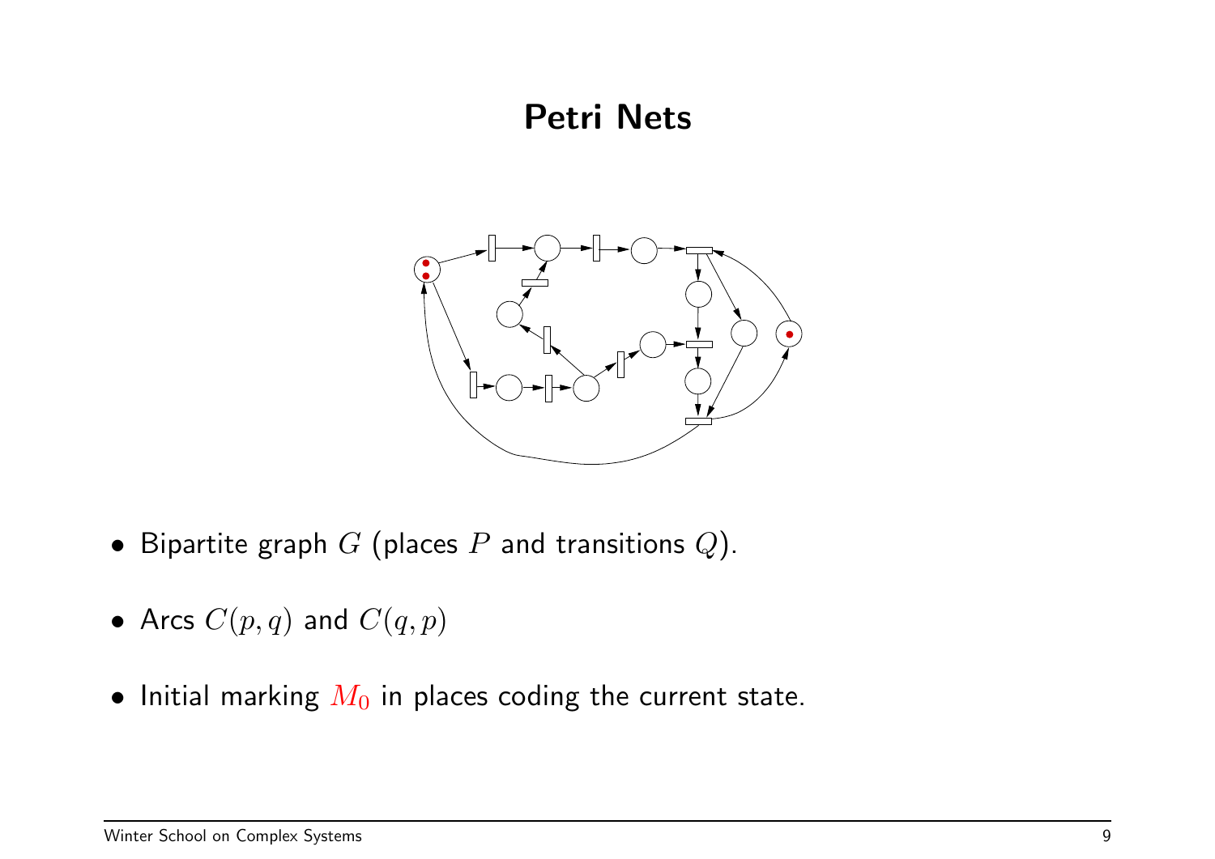# Petri Nets

- Bipartite graph $G$ (places $P$ and transitions $Q$).
- Arcs $C(p, q)$ and $C(q, p)$
- Initial marking $M_0$ in places coding the current state.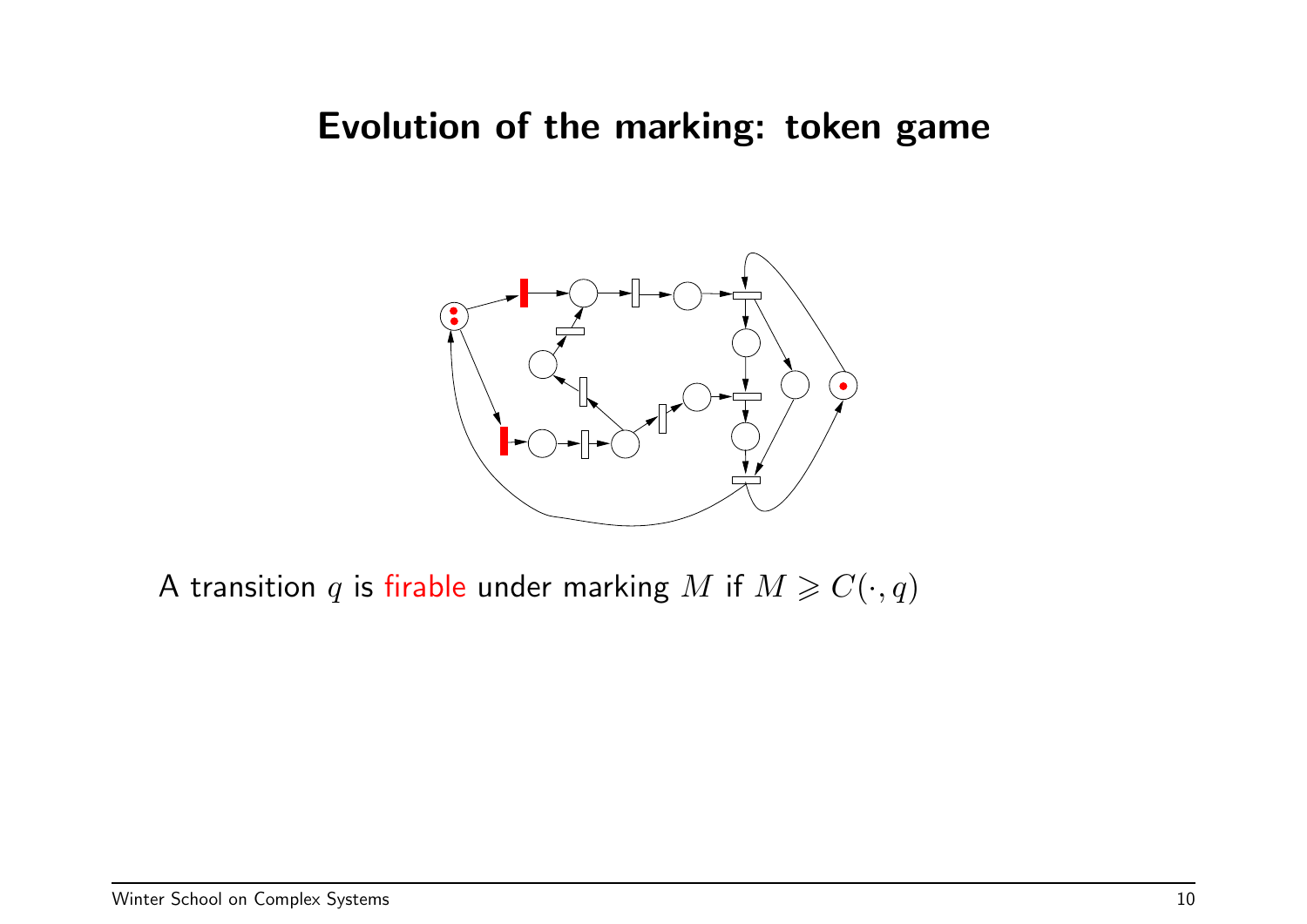# Evolution of the marking: token game

A transition $q$ is firable under marking $M$ if $M \geqslant C(\cdot, q)$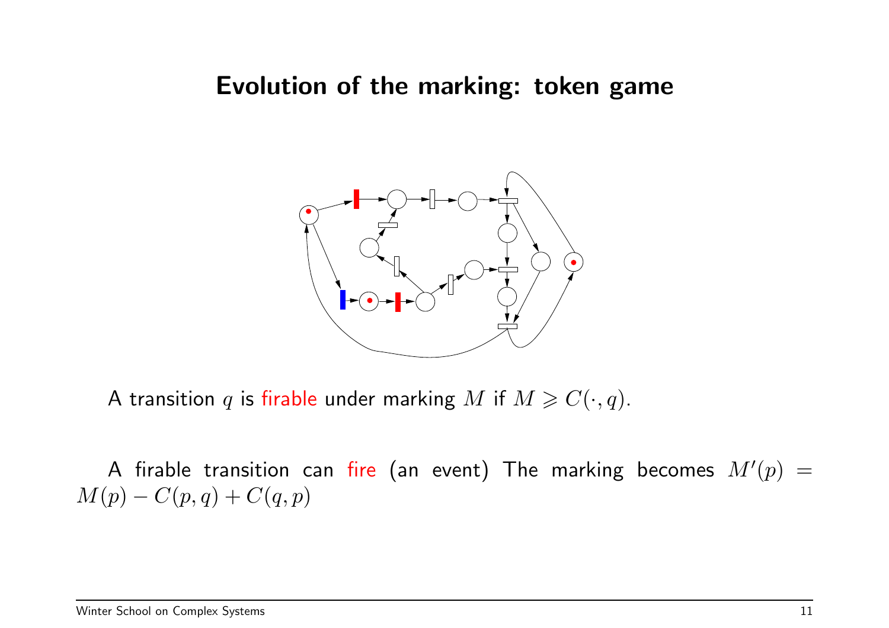# Evolution of the marking: token game

A transition $q$ is firable under marking $M$ if $M \geqslant C(\cdot, q)$.

A firable transition can fire (an event) The marking becomes $M'(p) = M(p) - C(p,q) + C(q,p)$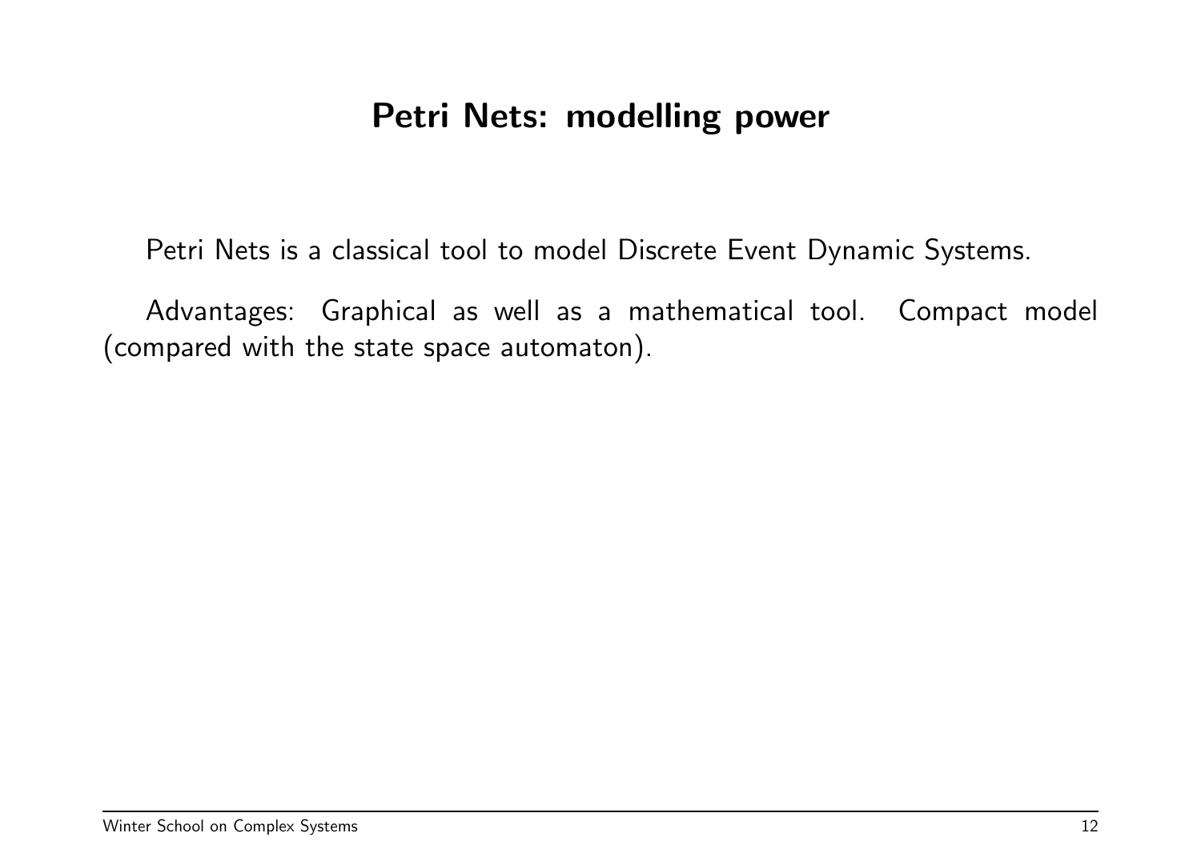# Petri Nets: modelling power

Petri Nets is a classical tool to model Discrete Event Dynamic Systems.

Advantages: Graphical as well as a mathematical tool. Compact model (compared with the state space automaton).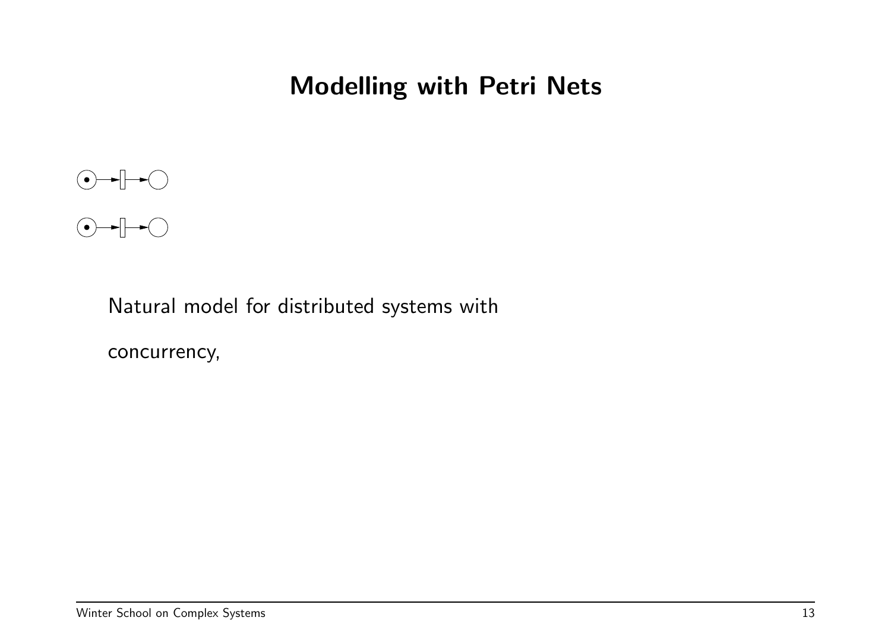# Modelling with Petri Nets

Natural model for distributed systems with

concurrency,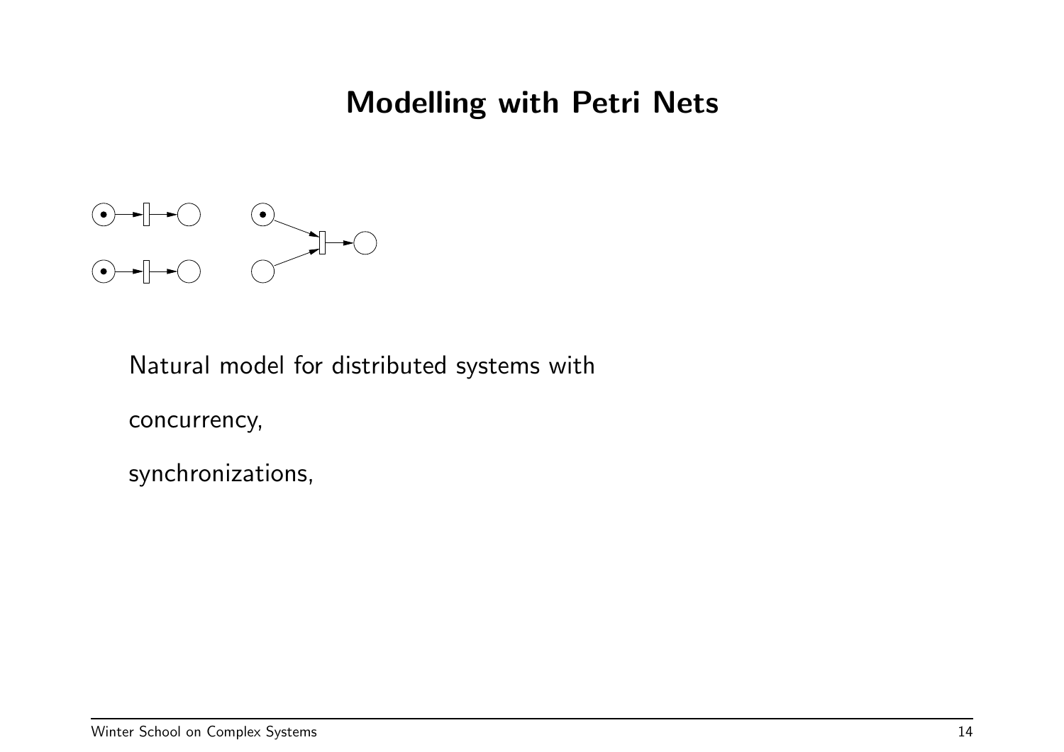# Modelling with Petri Nets

Natural model for distributed systems with

concurrency,

synchronizations,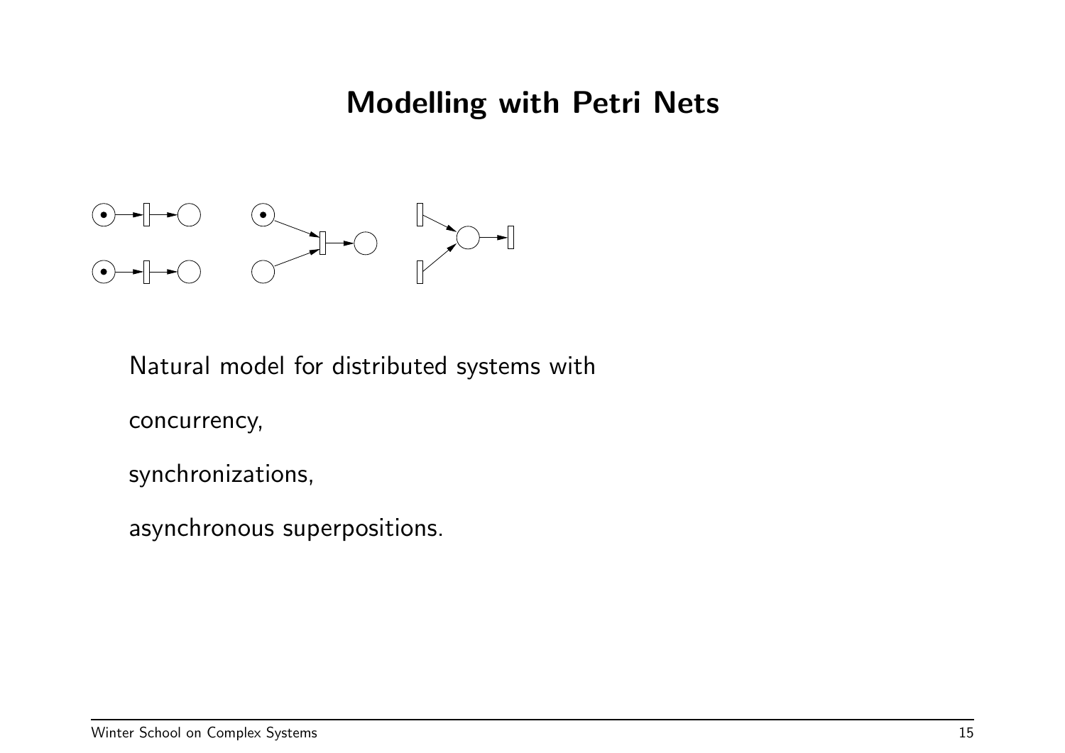# Modelling with Petri Nets

Natural model for distributed systems with

concurrency,

synchronizations,

asynchronous superpositions.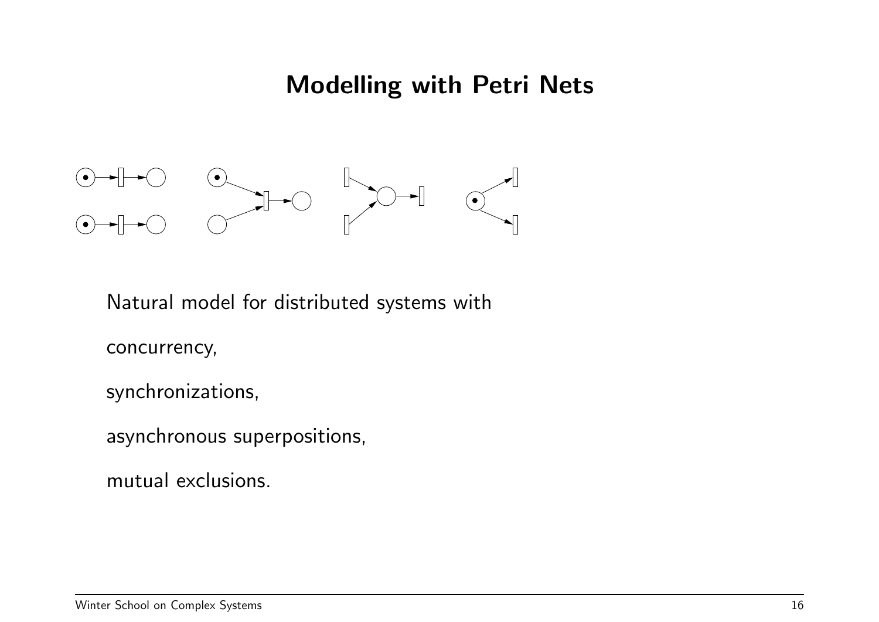# Modelling with Petri Nets

Natural model for distributed systems with

concurrency,

synchronizations,

asynchronous superpositions,

mutual exclusions.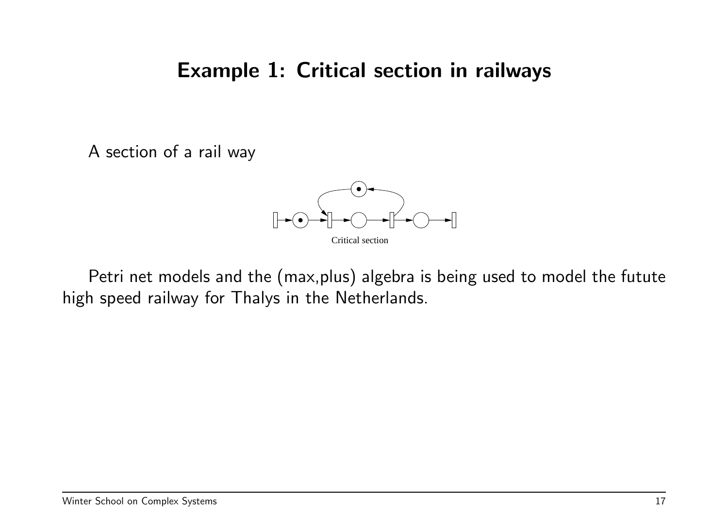# Example 1: Critical section in railways

A section of a rail way

Critical section

Petri net models and the (max,plus) algebra is being used to model the futute high speed railway for Thalys in the Netherlands.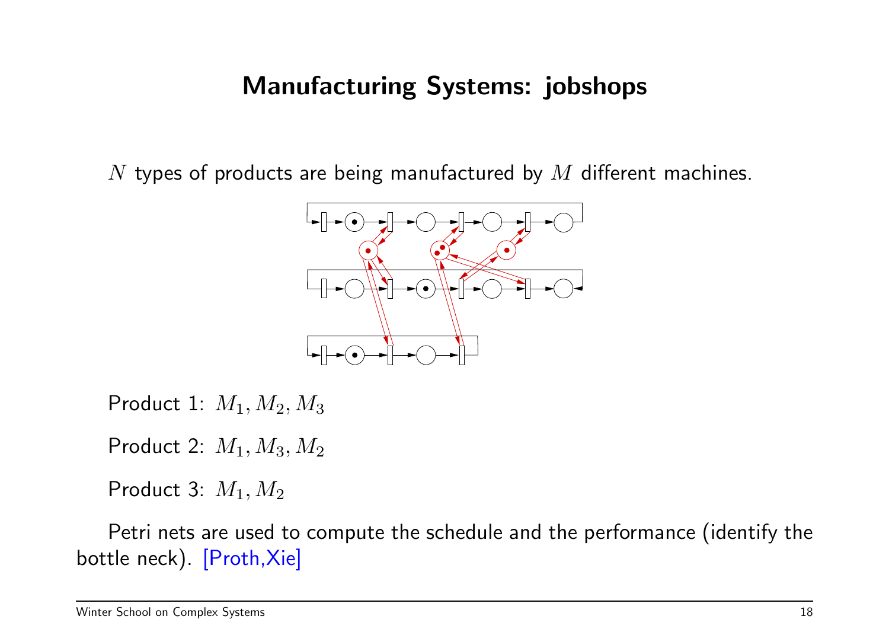## Manufacturing Systems: jobshops

$N$ types of products are being manufactured by $M$ different machines.

Product 1: $M_1, M_2, M_3$

Product 2: $M_1, M_3, M_2$

Product 3: $M_1, M_2$

Petri nets are used to compute the schedule and the performance (identify the bottle neck). [Proth,Xie]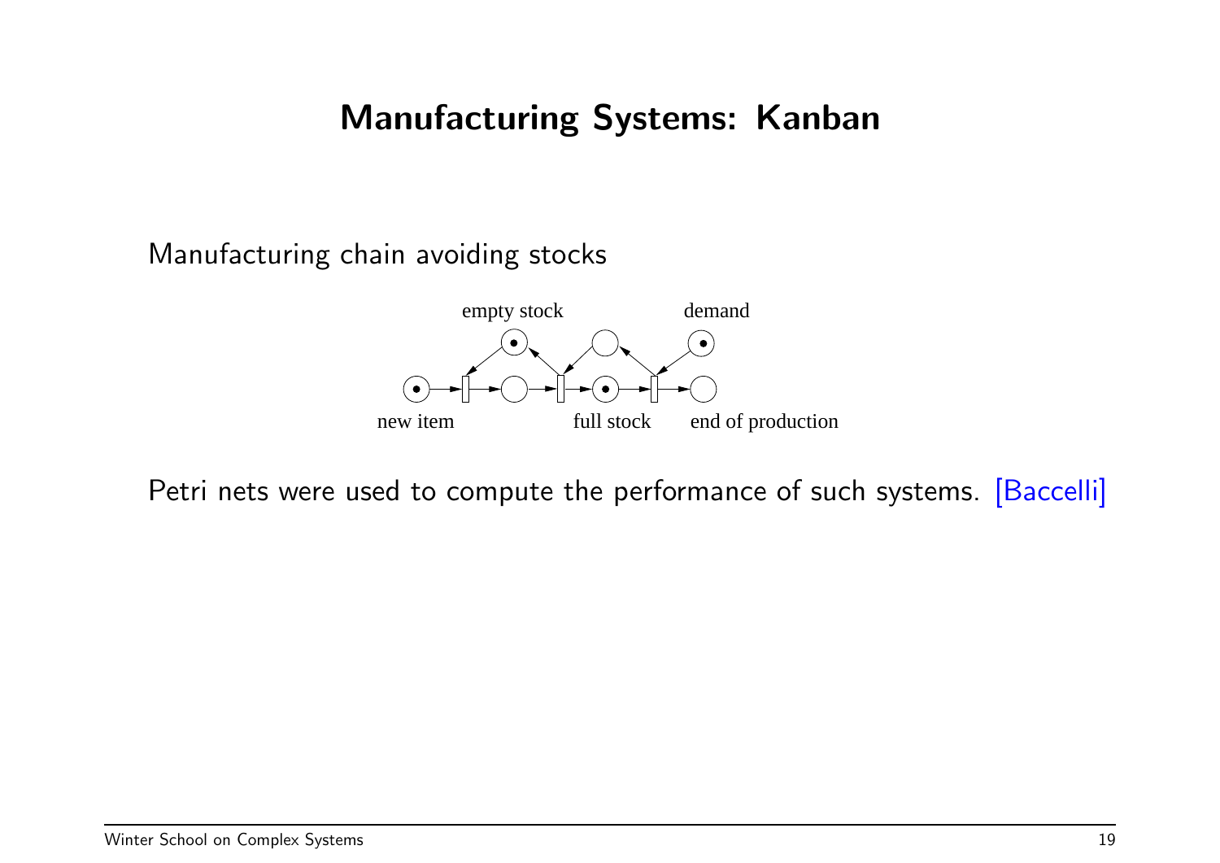# Manufacturing Systems: Kanban

Manufacturing chain avoiding stocks

empty stock demand

new item full stock end of production

Petri nets were used to compute the performance of such systems. [Baccelli]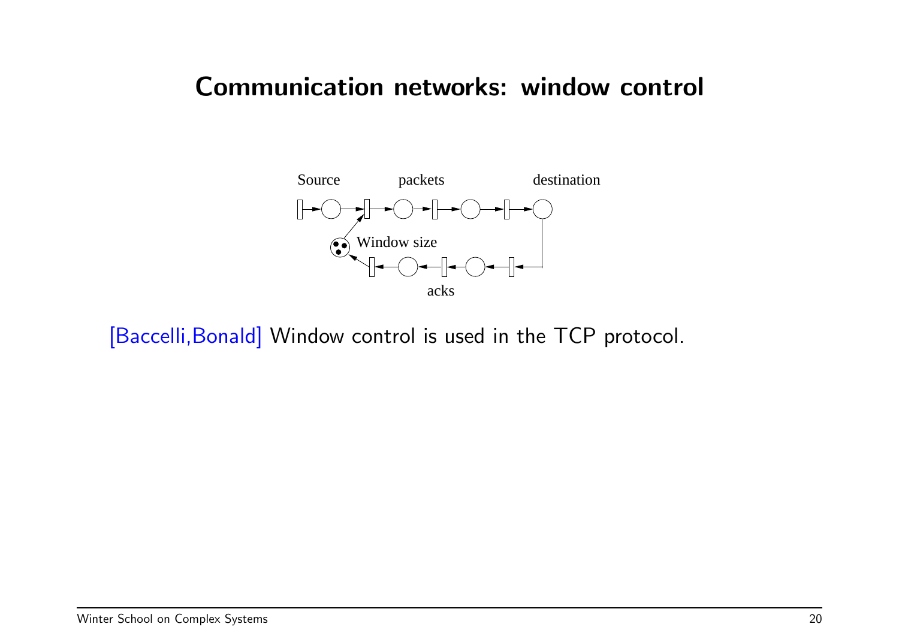# Communication networks: window control

Source packets destination

Window size

acks

[Baccelli,Bonald] Window control is used in the TCP protocol.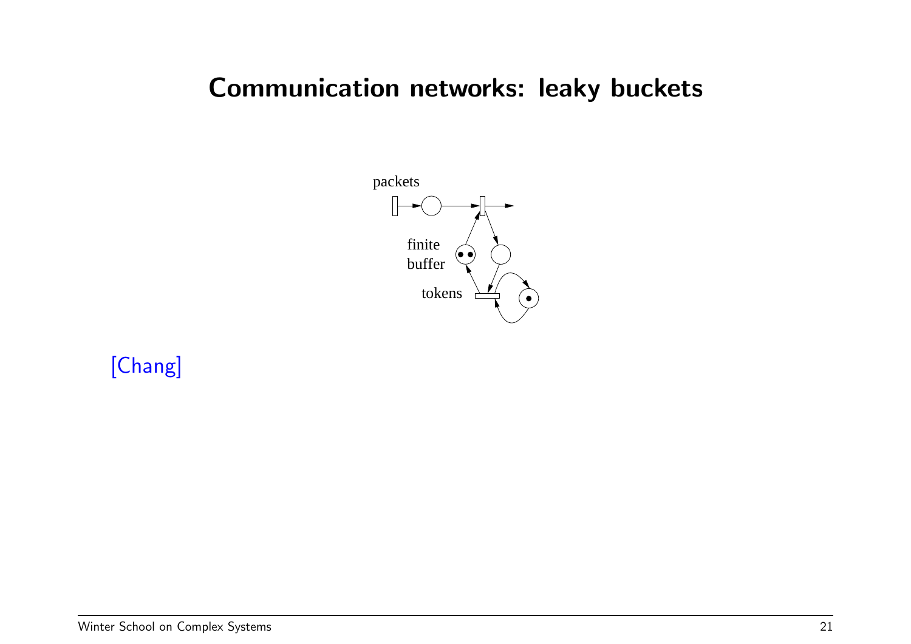# Communication networks: leaky buckets

packets

finite buffer

tokens

[Chang]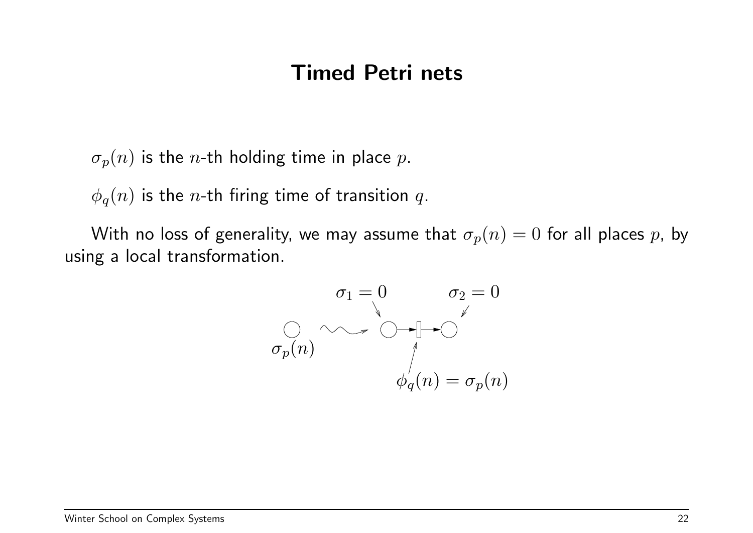# Timed Petri nets

$\sigma_p(n)$ is the $n$-th holding time in place $p$.

$\phi_q(n)$ is the $n$-th firing time of transition $q$.

With no loss of generality, we may assume that $\sigma_p(n) = 0$ for all places $p$, by using a local transformation.

$\sigma_1 = 0$ $\sigma_2 = 0$

$\sigma_p(n)$

$\phi_q(n) = \sigma_p(n)$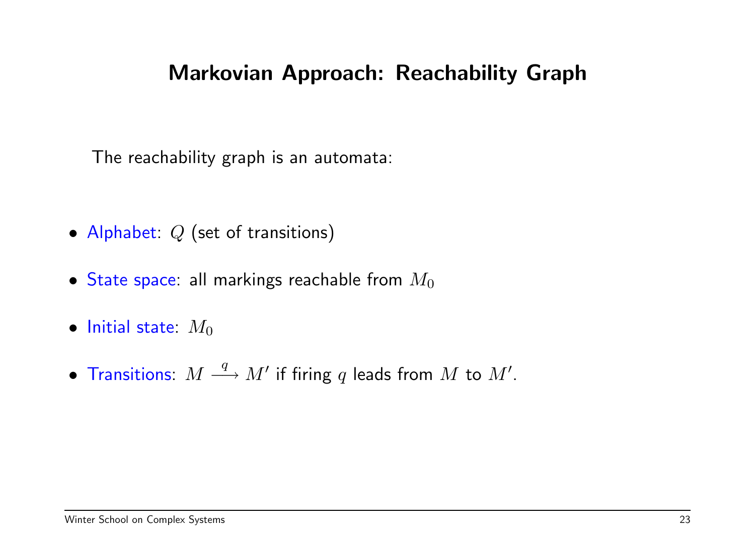# Markovian Approach: Reachability Graph

The reachability graph is an automata:

- Alphabet: $Q$ (set of transitions)
- State space: all markings reachable from $M_0$
- Initial state: $M_0$
- Transitions: $M \xrightarrow{q} M'$ if firing $q$ leads from $M$ to $M'$.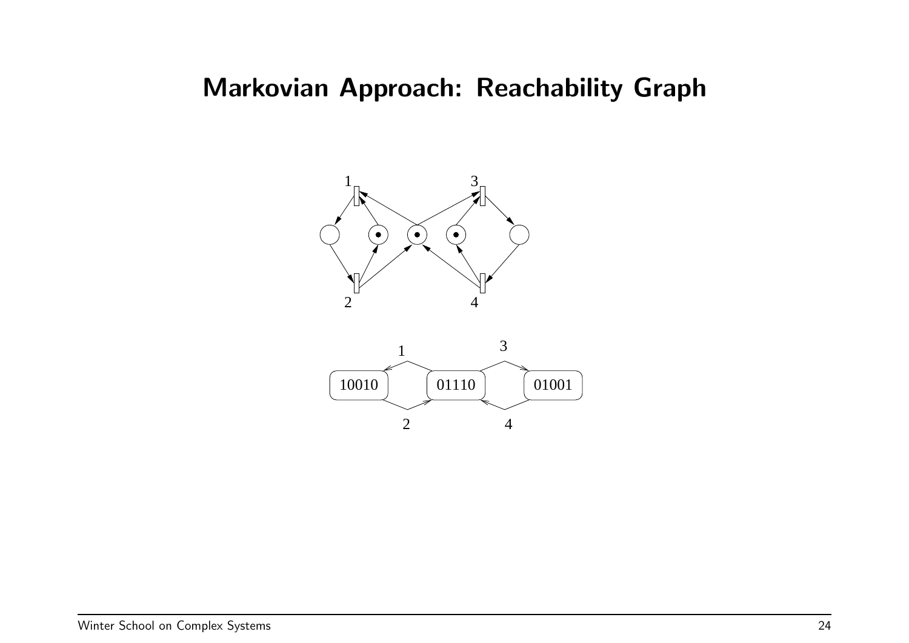# Markovian Approach: Reachability Graph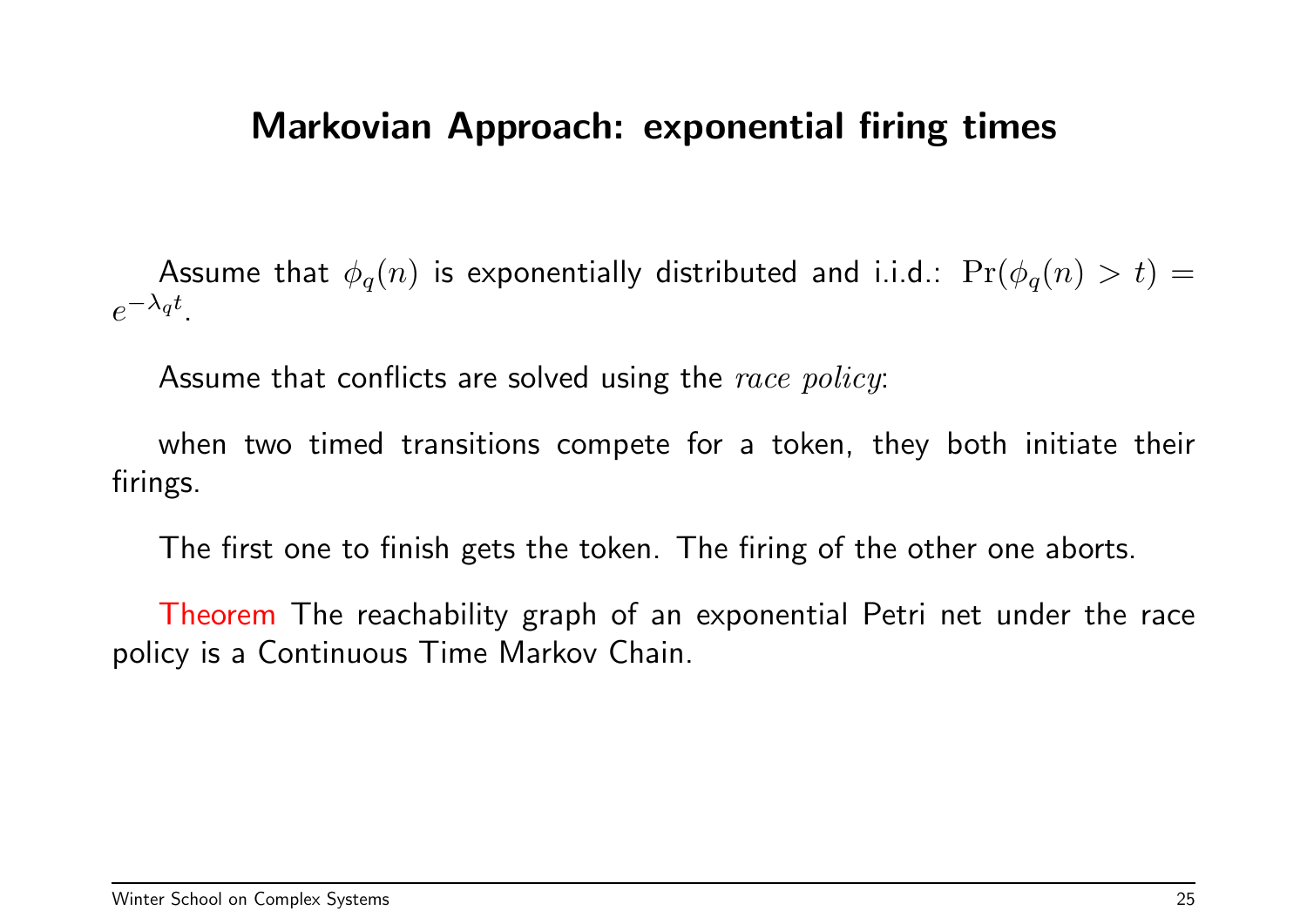## Markovian Approach: exponential firing times

Assume that $\phi_q(n)$ is exponentially distributed and i.i.d.: $\Pr(\phi_q(n) > t) = e^{-\lambda_q t}$.

Assume that conflicts are solved using the *race policy*:

when two timed transitions compete for a token, they both initiate their firings.

The first one to finish gets the token. The firing of the other one aborts.

Theorem The reachability graph of an exponential Petri net under the race policy is a Continuous Time Markov Chain.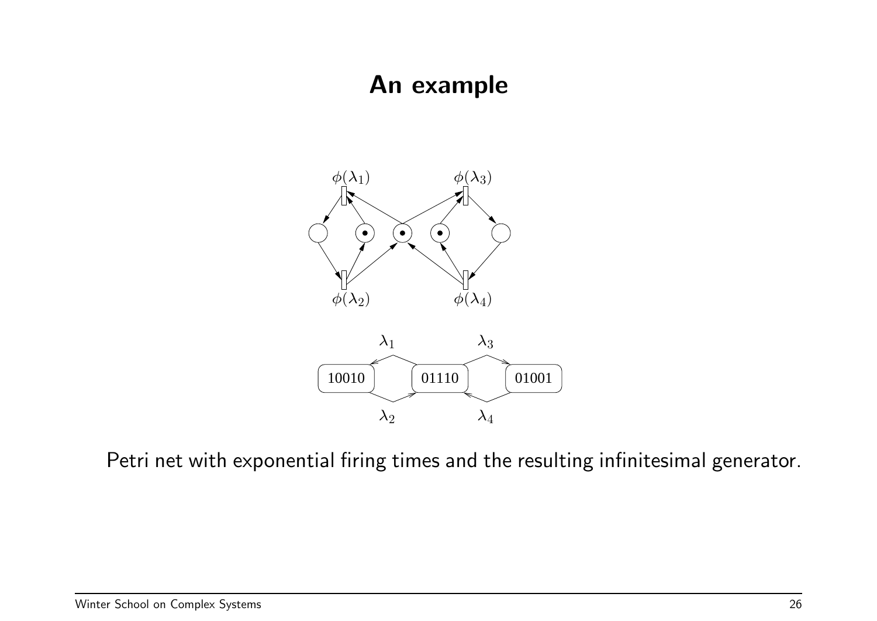# An example

Petri net with exponential firing times and the resulting infinitesimal generator.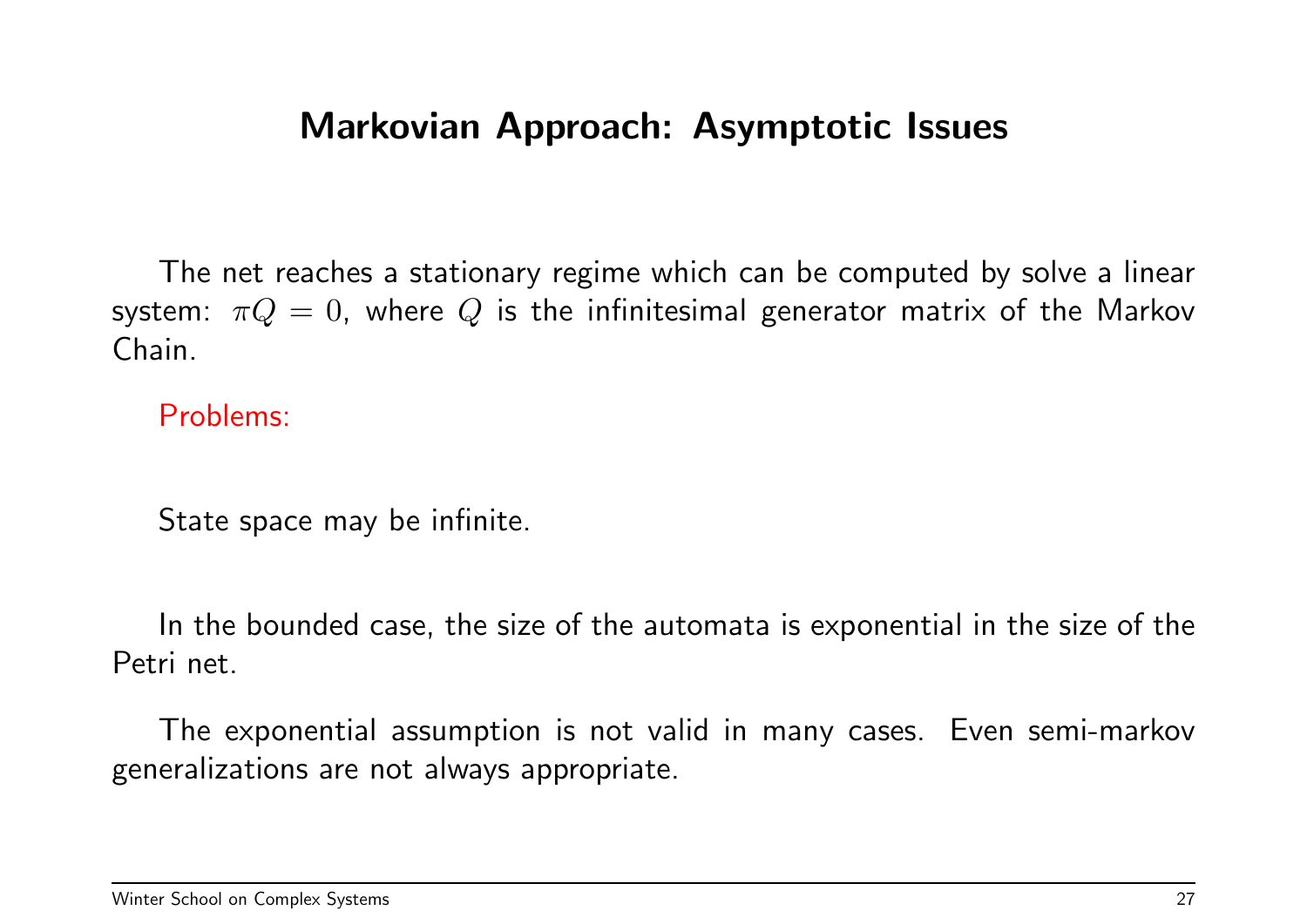## Markovian Approach: Asymptotic Issues

The net reaches a stationary regime which can be computed by solve a linear system: $\pi Q = 0$, where $Q$ is the infinitesimal generator matrix of the Markov Chain.

Problems:

State space may be infinite.

In the bounded case, the size of the automata is exponential in the size of the Petri net.

The exponential assumption is not valid in many cases. Even semi-markov generalizations are not always appropriate.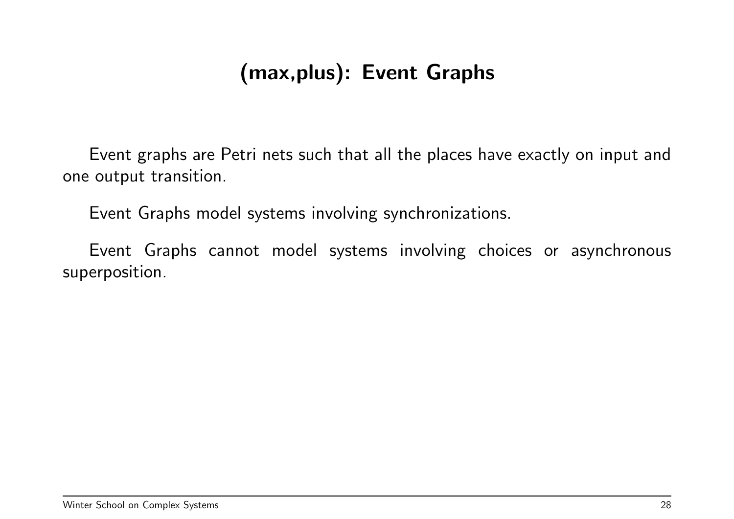# (max,plus): Event Graphs

Event graphs are Petri nets such that all the places have exactly on input and one output transition.

Event Graphs model systems involving synchronizations.

Event Graphs cannot model systems involving choices or asynchronous superposition.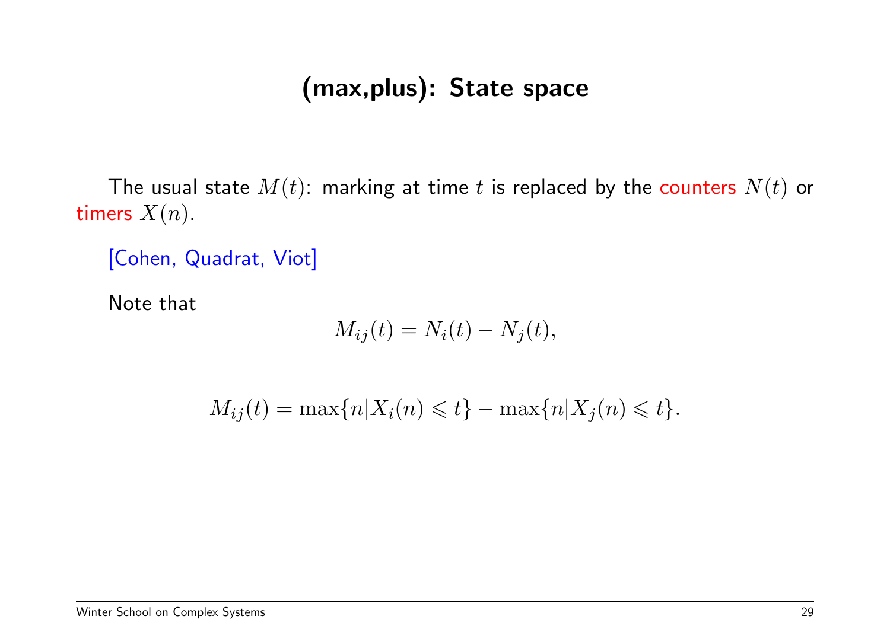# (max,plus): State space

The usual state $M(t)$: marking at time $t$ is replaced by the counters $N(t)$ or timers $X(n)$.

[Cohen, Quadrat, Viot]

Note that

$$M_{ij}(t) = N_i(t) - N_j(t),$$

$$M_{ij}(t) = \max\{n | X_i(n) \leqslant t\} - \max\{n | X_j(n) \leqslant t\}.$$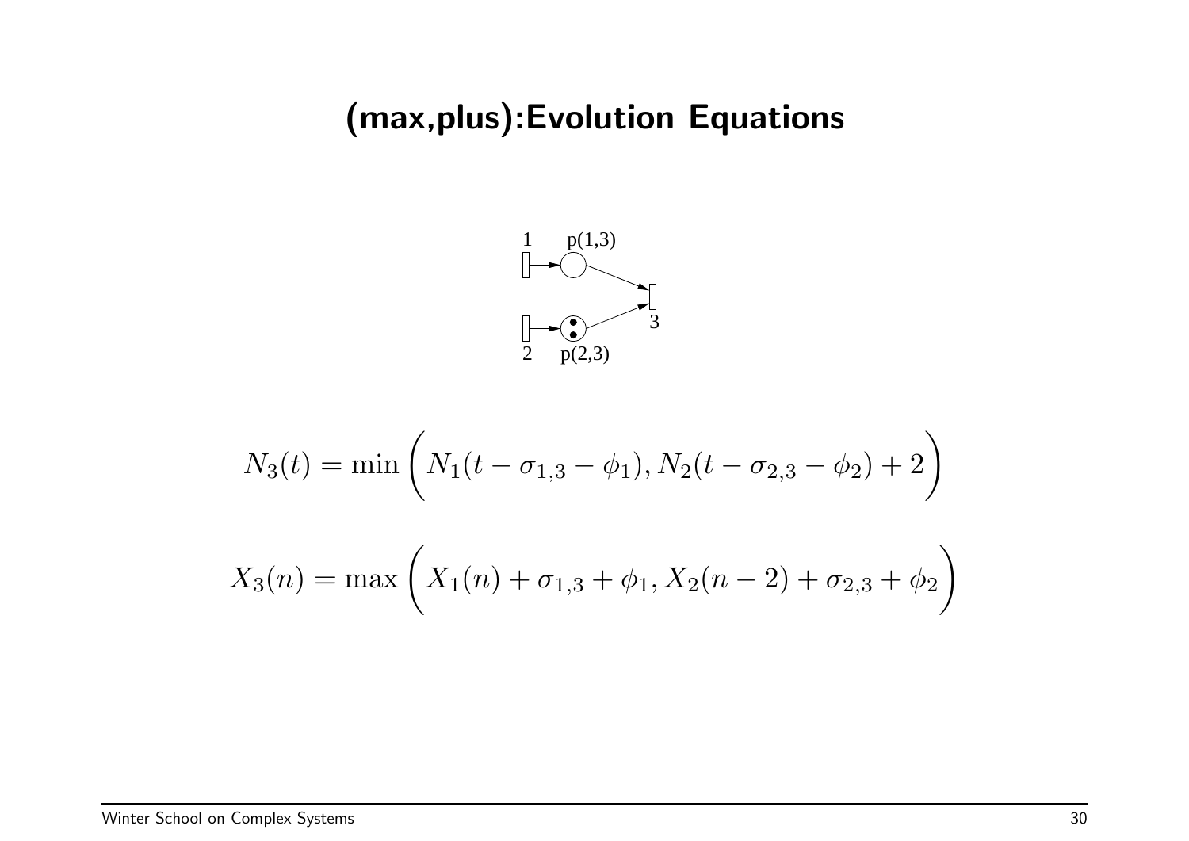# (max,plus):Evolution Equations

1 p(1,3)

3

2 p(2,3)

$$N_3(t) = \min\left(N_1(t - \sigma_{1,3} - \phi_1), N_2(t - \sigma_{2,3} - \phi_2) + 2\right)$$

$$X_3(n) = \max\left(X_1(n) + \sigma_{1,3} + \phi_1, X_2(n-2) + \sigma_{2,3} + \phi_2\right)$$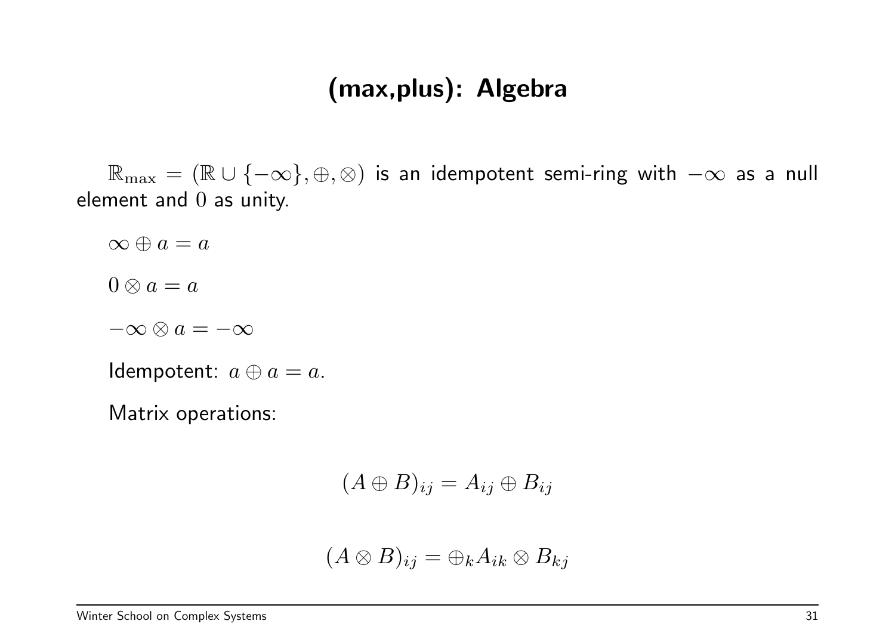# (max,plus): Algebra

$\mathbb{R}_{\max} = (\mathbb{R} \cup \{-\infty\}, \oplus, \otimes)$ is an idempotent semi-ring with $-\infty$ as a null element and $0$ as unity.

$\infty \oplus a = a$

$0 \otimes a = a$

$-\infty \otimes a = -\infty$

Idempotent: $a \oplus a = a$.

Matrix operations:

$$(A \oplus B)_{ij} = A_{ij} \oplus B_{ij}$$

$$(A \otimes B)_{ij} = \oplus_k A_{ik} \otimes B_{kj}$$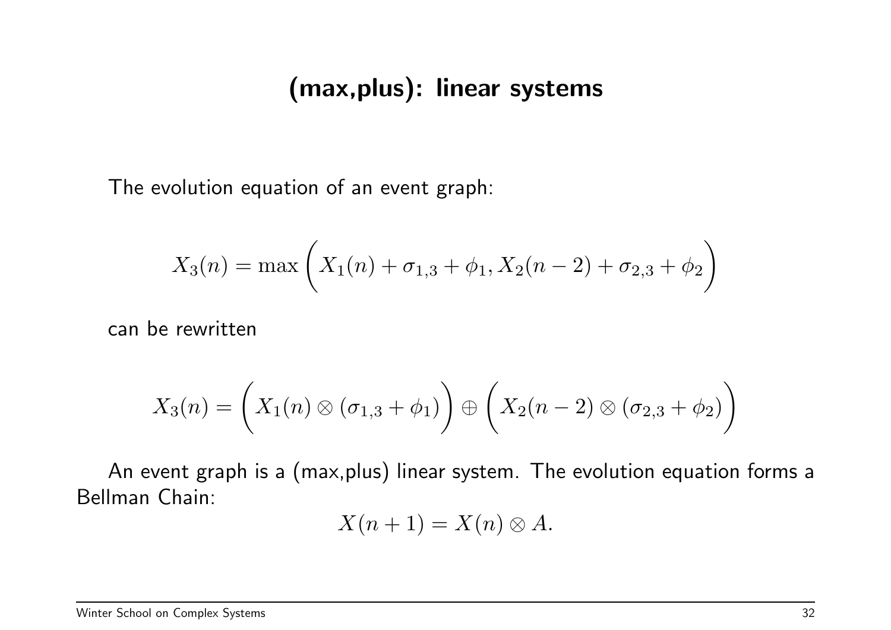## (max,plus): linear systems

The evolution equation of an event graph:

$$X_3(n) = \max\left(X_1(n) + \sigma_{1,3} + \phi_1, X_2(n-2) + \sigma_{2,3} + \phi_2\right)$$

can be rewritten

$$X_3(n) = \left(X_1(n) \otimes (\sigma_{1,3} + \phi_1)\right) \oplus \left(X_2(n-2) \otimes (\sigma_{2,3} + \phi_2)\right)$$

An event graph is a (max,plus) linear system. The evolution equation forms a Bellman Chain:

$$X(n+1) = X(n) \otimes A.$$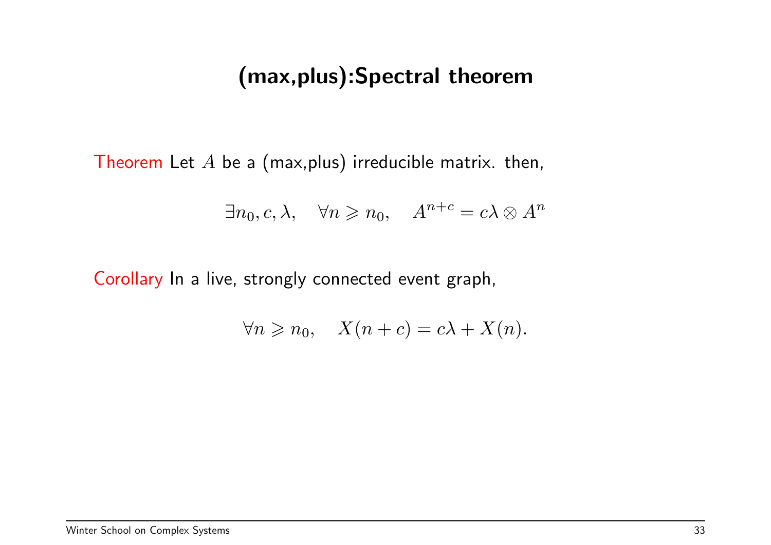# (max,plus):Spectral theorem

Theorem Let $A$ be a (max,plus) irreducible matrix. then,

$$\exists n_0, c, \lambda, \quad \forall n \geqslant n_0, \quad A^{n+c} = c\lambda \otimes A^n$$

Corollary In a live, strongly connected event graph,

$$\forall n \geqslant n_0, \quad X(n+c) = c\lambda + X(n).$$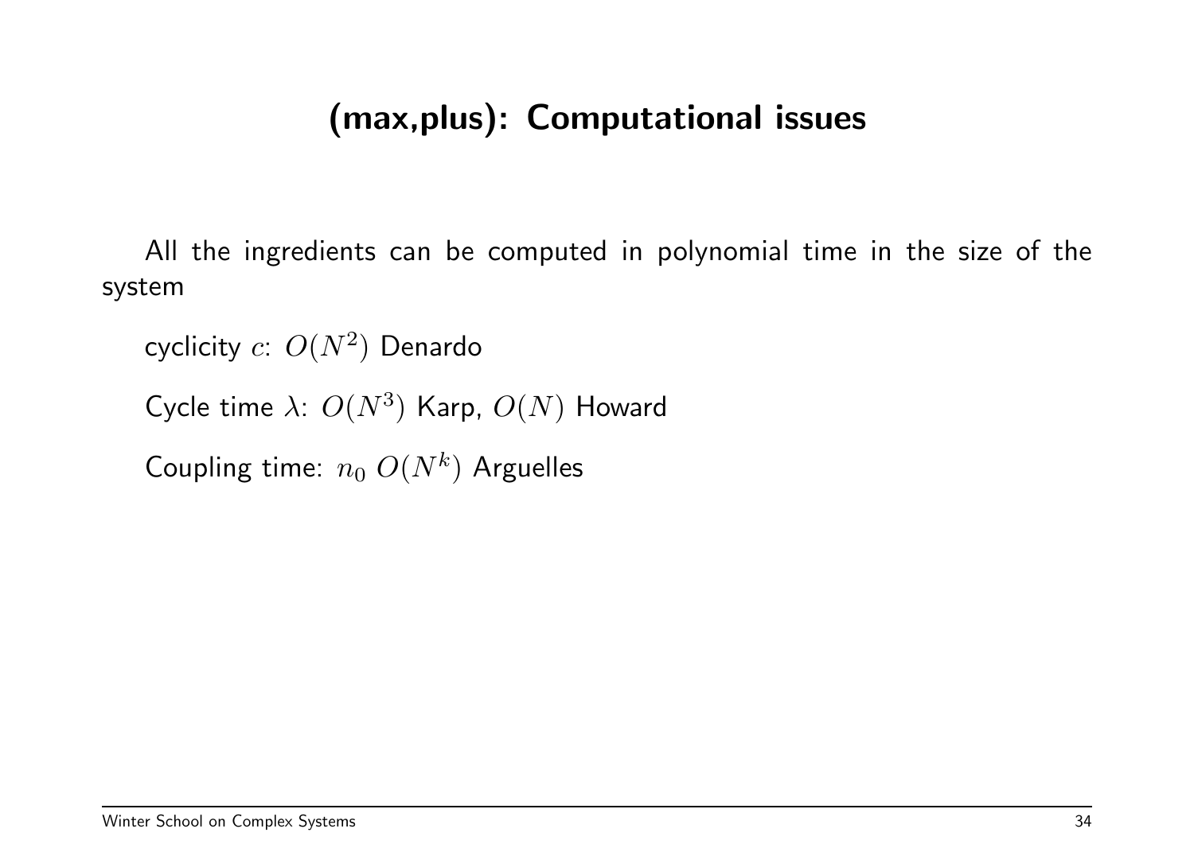# (max,plus): Computational issues

All the ingredients can be computed in polynomial time in the size of the system

cyclicity $c$: $O(N^2)$ Denardo

Cycle time $\lambda$: $O(N^3)$ Karp, $O(N)$ Howard

Coupling time: $n_0$ $O(N^k)$ Arguelles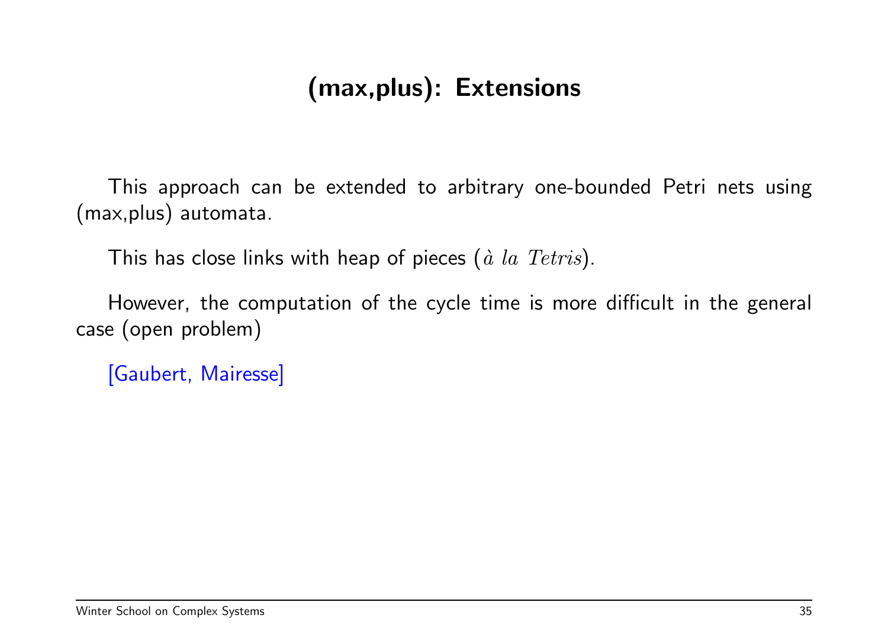# (max,plus): Extensions

This approach can be extended to arbitrary one-bounded Petri nets using (max,plus) automata.

This has close links with heap of pieces (*à la Tetris*).

However, the computation of the cycle time is more difficult in the general case (open problem)

[Gaubert, Mairesse]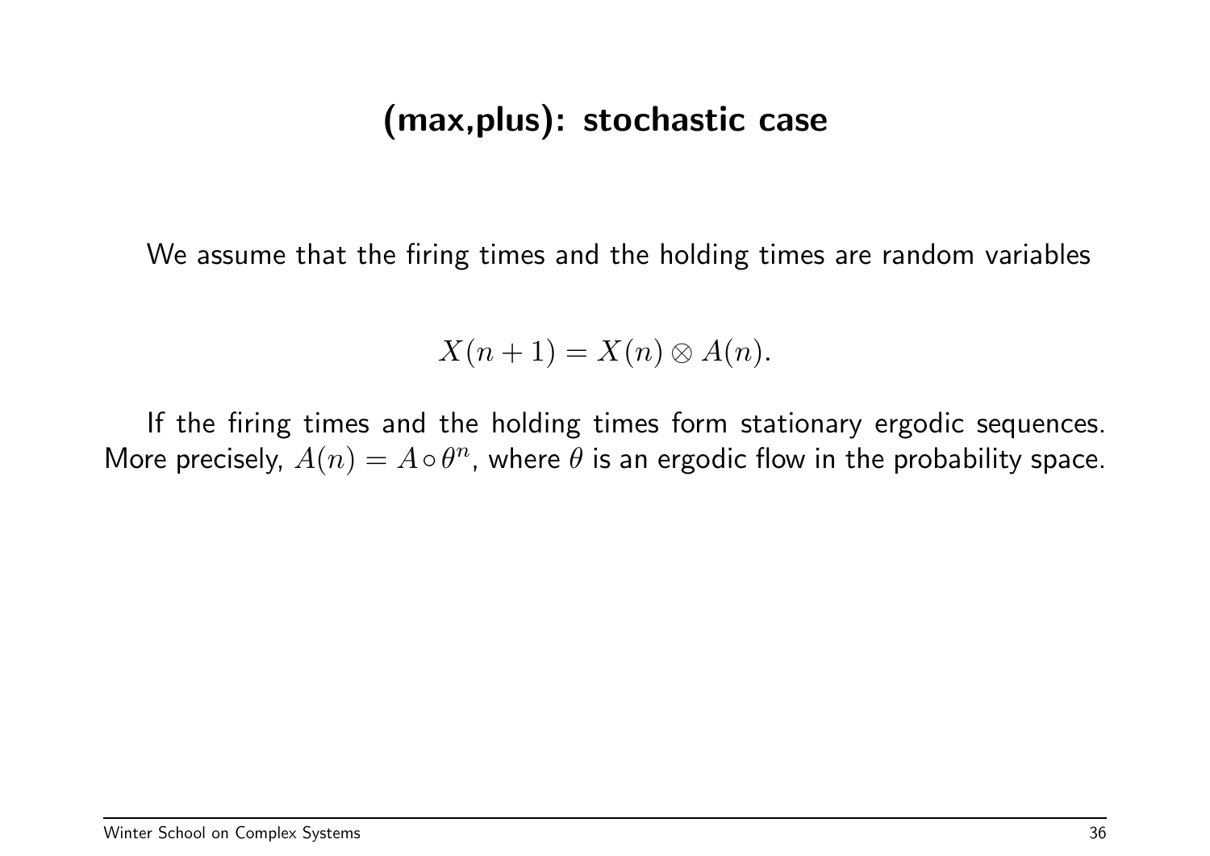# (max,plus): stochastic case

We assume that the firing times and the holding times are random variables

$$X(n+1) = X(n) \otimes A(n).$$

If the firing times and the holding times form stationary ergodic sequences. More precisely, $A(n) = A \circ \theta^n$, where $\theta$ is an ergodic flow in the probability space.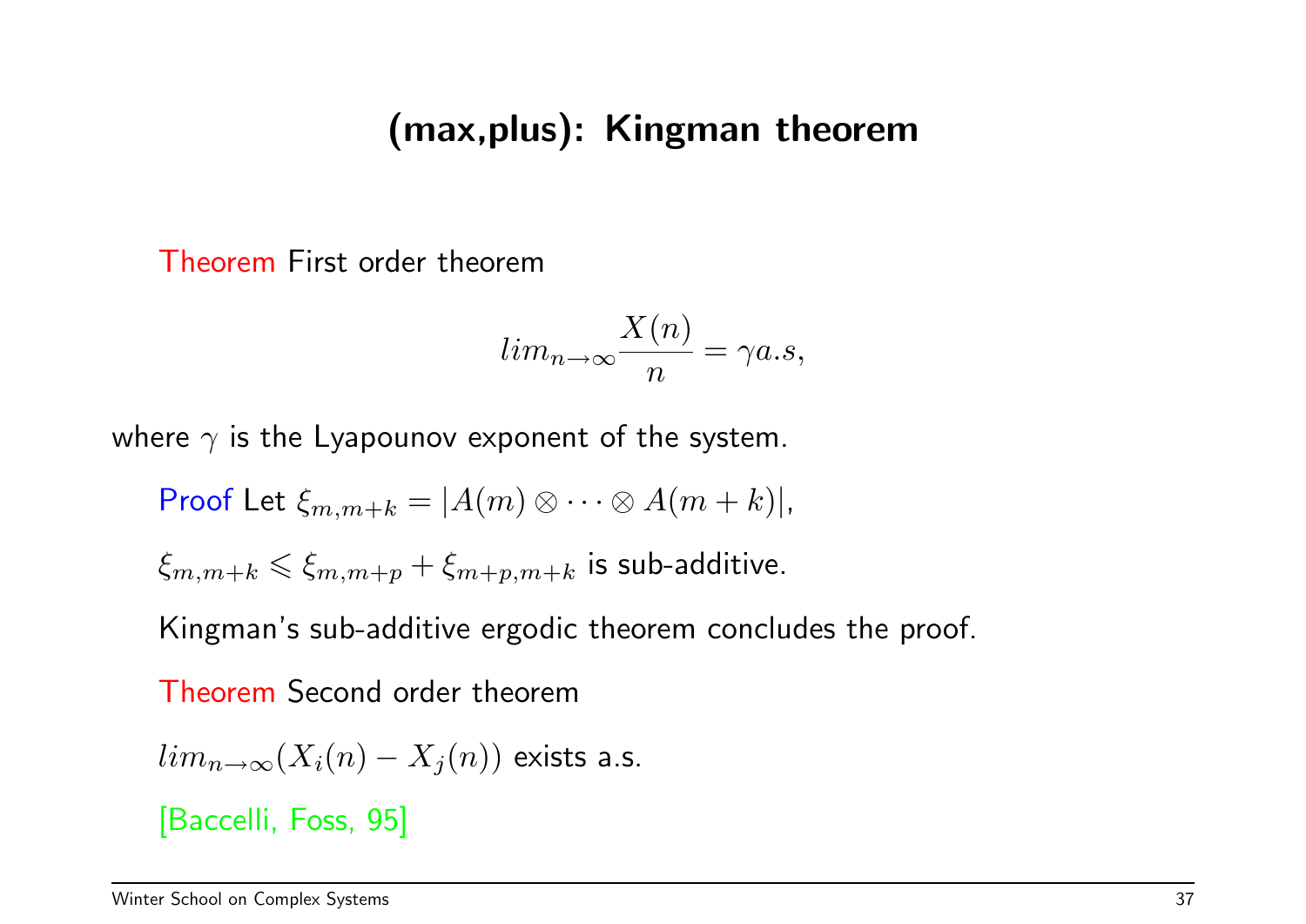# (max,plus): Kingman theorem

Theorem First order theorem

$$lim_{n\to\infty}\frac{X(n)}{n} = \gamma a.s,$$

where $\gamma$ is the Lyapounov exponent of the system.

Proof Let $\xi_{m,m+k} = |A(m) \otimes \cdots \otimes A(m+k)|$,

$\xi_{m,m+k} \leqslant \xi_{m,m+p} + \xi_{m+p,m+k}$ is sub-additive.

Kingman's sub-additive ergodic theorem concludes the proof.

Theorem Second order theorem

$lim_{n\to\infty}(X_i(n) - X_j(n))$ exists a.s.

[Baccelli, Foss, 95]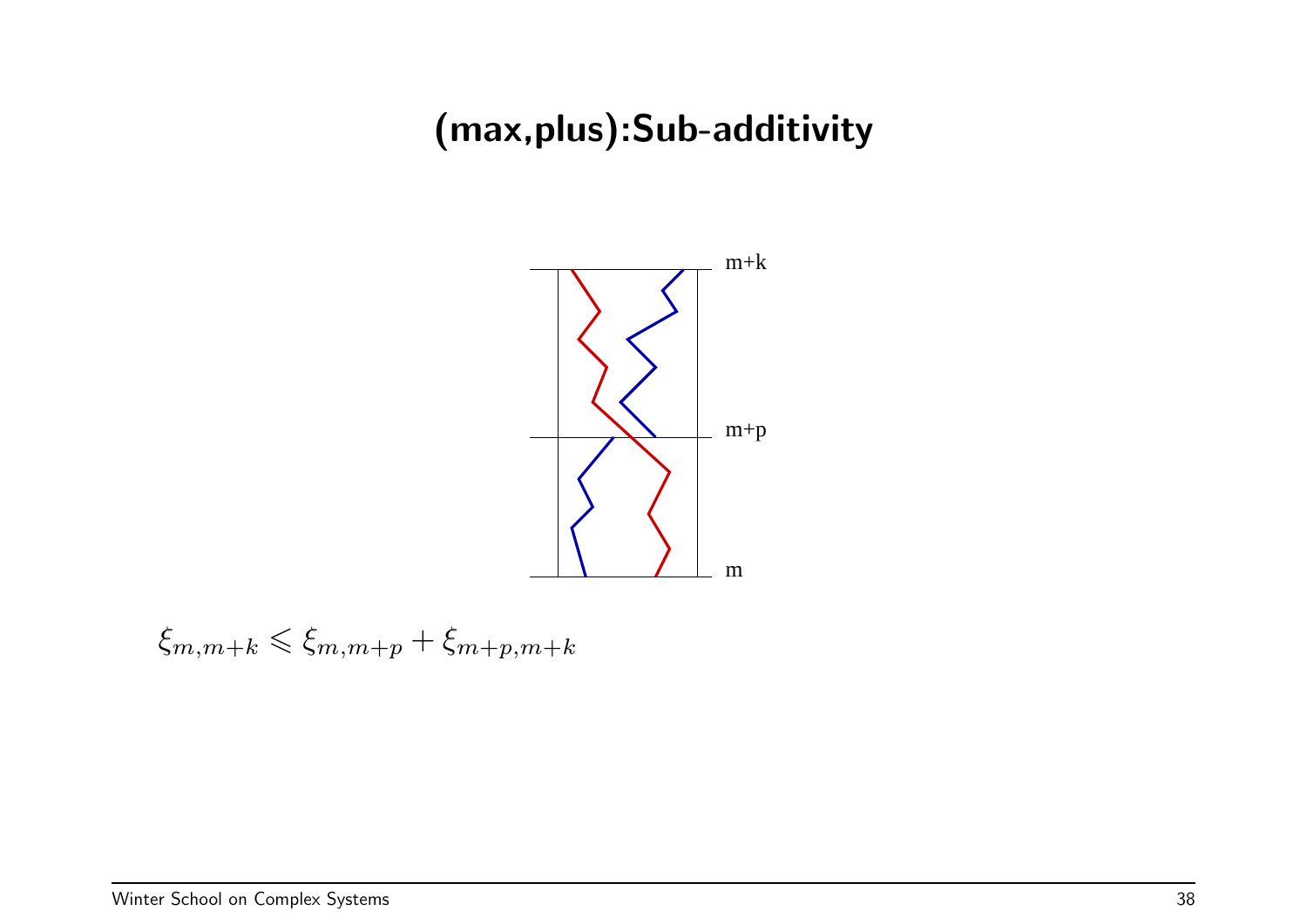# (max,plus):Sub-additivity

m+k

m+p

m

$$\xi_{m,m+k} \leqslant \xi_{m,m+p} + \xi_{m+p,m+k}$$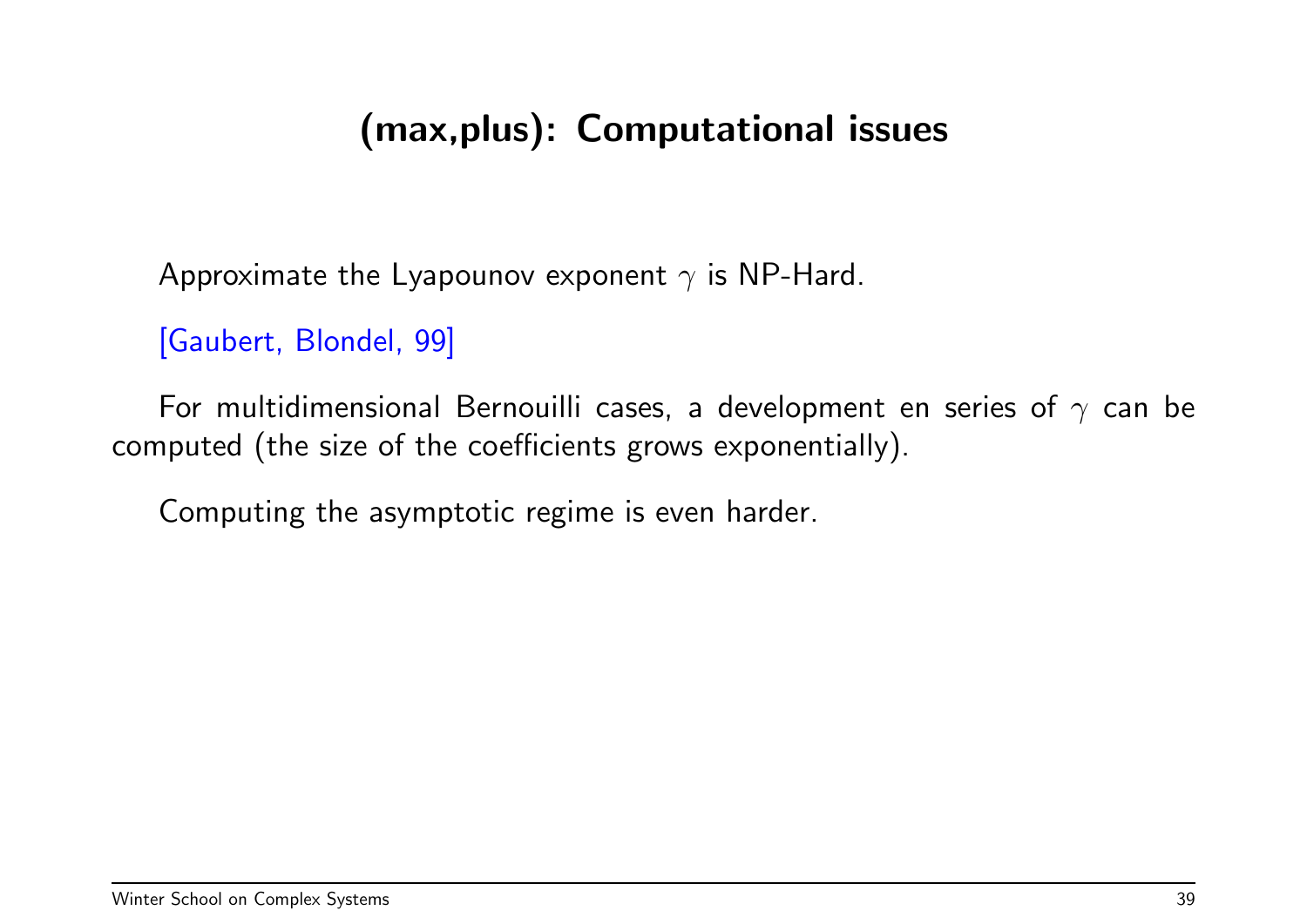# (max,plus): Computational issues

Approximate the Lyapounov exponent $\gamma$ is NP-Hard.

[Gaubert, Blondel, 99]

For multidimensional Bernouilli cases, a development en series of $\gamma$ can be computed (the size of the coefficients grows exponentially).

Computing the asymptotic regime is even harder.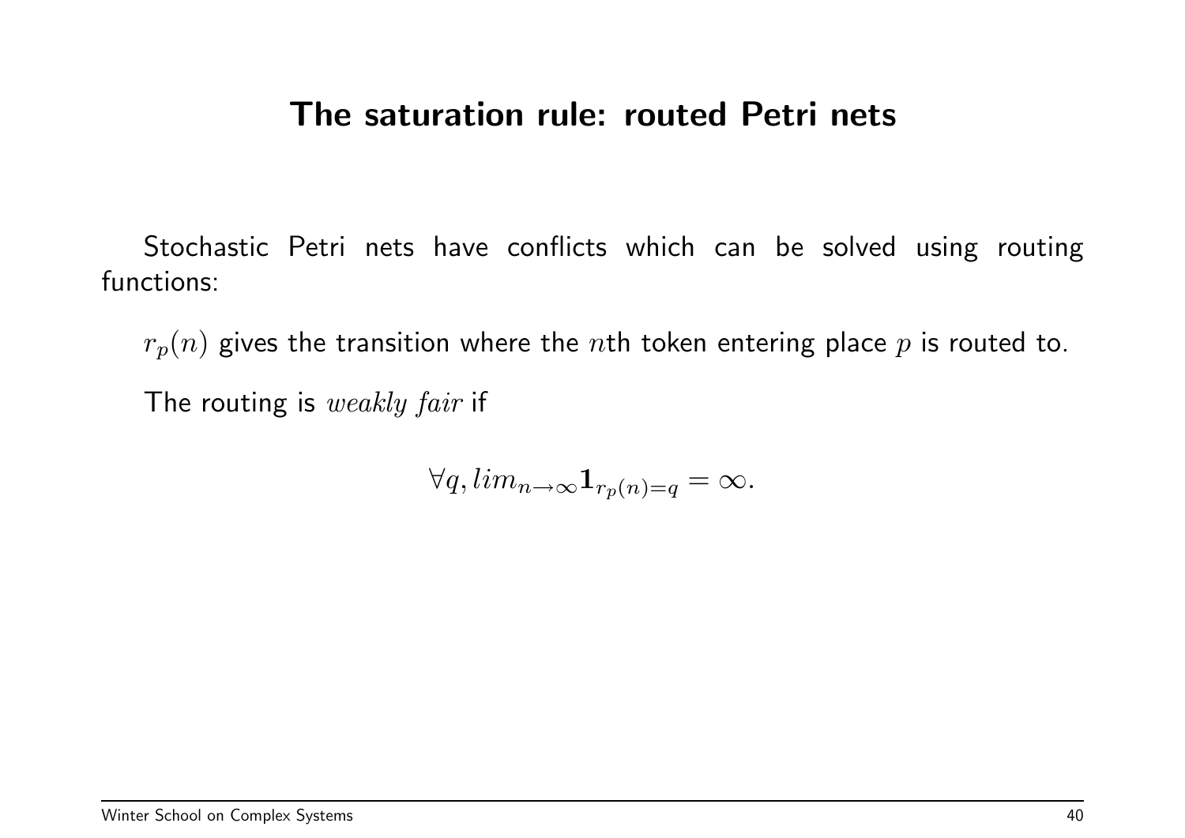# The saturation rule: routed Petri nets

Stochastic Petri nets have conflicts which can be solved using routing functions:

$r_p(n)$ gives the transition where the $n$th token entering place $p$ is routed to.

The routing is *weakly fair* if

$$\forall q, lim_{n \to \infty} \mathbf{1}_{r_p(n)=q} = \infty.$$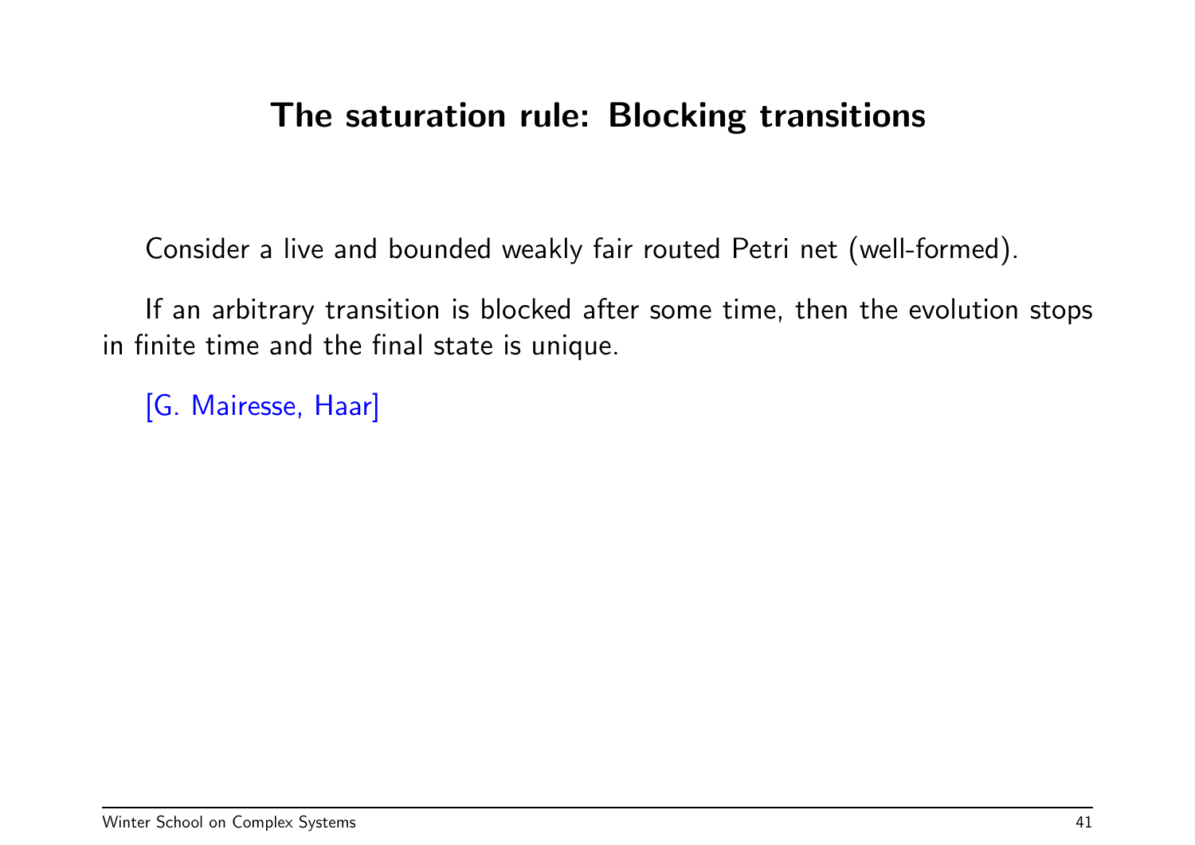## The saturation rule: Blocking transitions

Consider a live and bounded weakly fair routed Petri net (well-formed).

If an arbitrary transition is blocked after some time, then the evolution stops in finite time and the final state is unique.

[G. Mairesse, Haar]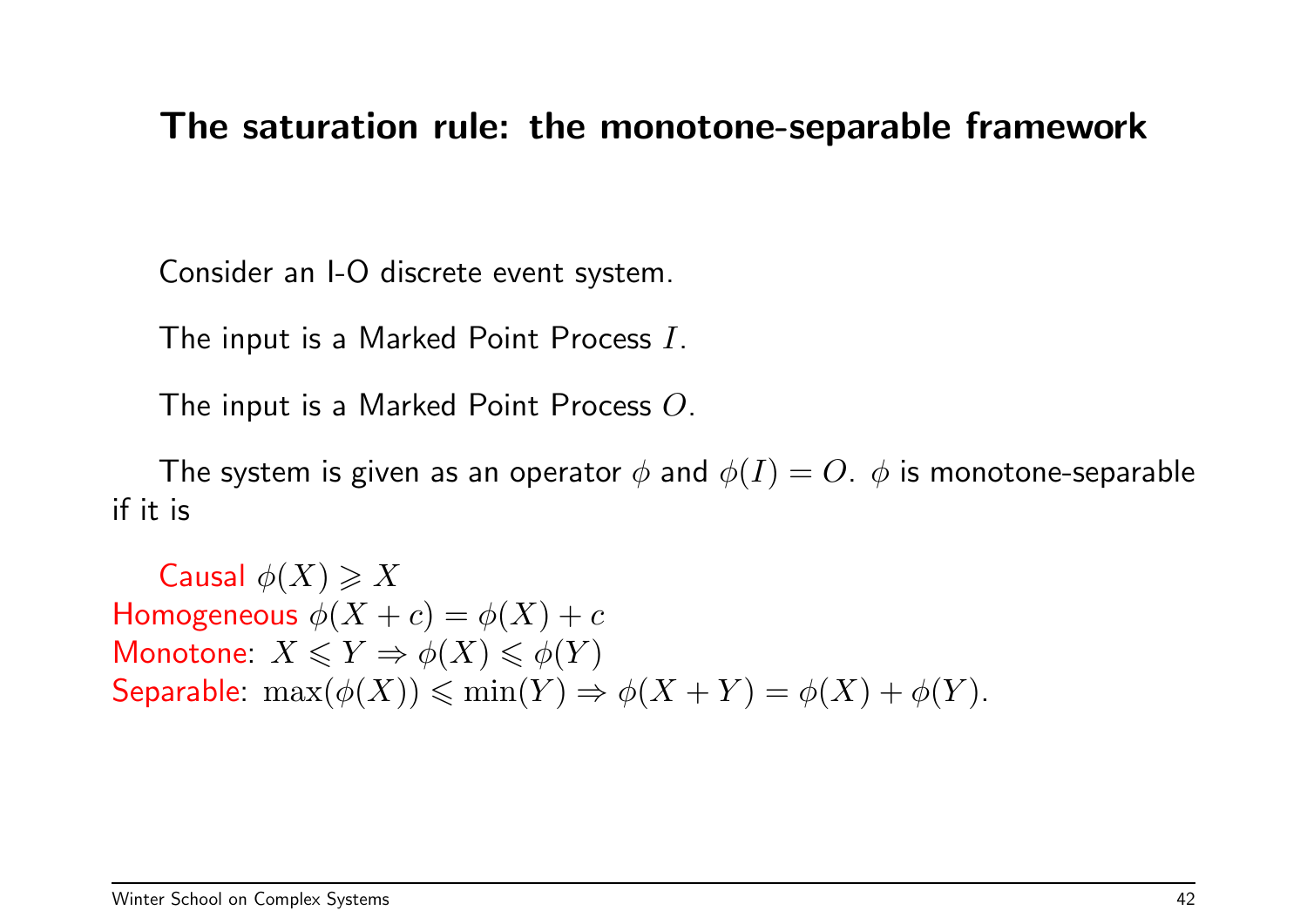## The saturation rule: the monotone-separable framework

Consider an I-O discrete event system.

The input is a Marked Point Process $I$.

The input is a Marked Point Process $O$.

The system is given as an operator $\phi$ and $\phi(I) = O$. $\phi$ is monotone-separable if it is

Causal $\phi(X) \geqslant X$
Homogeneous $\phi(X + c) = \phi(X) + c$
Monotone: $X \leqslant Y \Rightarrow \phi(X) \leqslant \phi(Y)$
Separable: $\max(\phi(X)) \leqslant \min(Y) \Rightarrow \phi(X + Y) = \phi(X) + \phi(Y)$.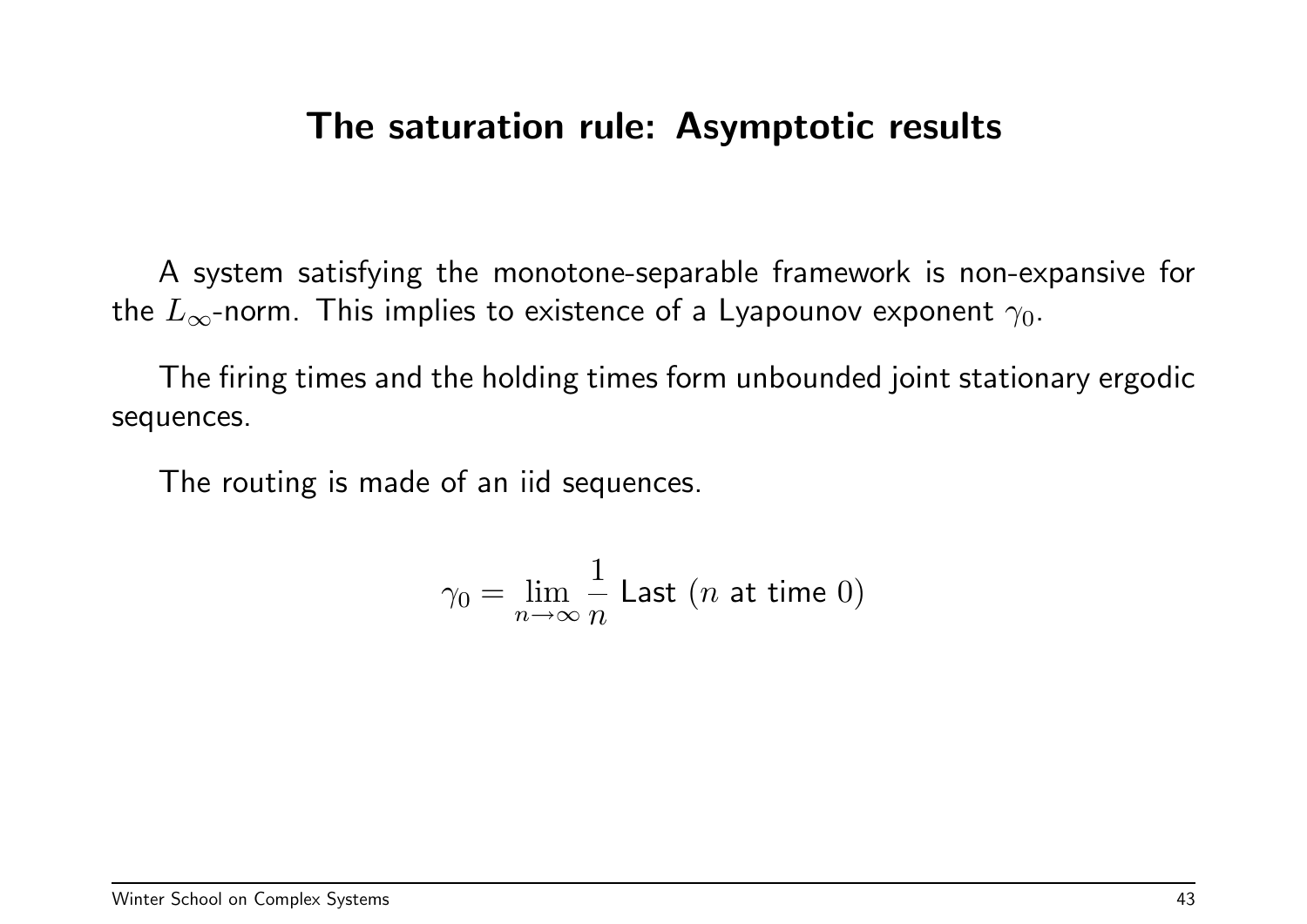## The saturation rule: Asymptotic results

A system satisfying the monotone-separable framework is non-expansive for the $L_\infty$-norm. This implies to existence of a Lyapounov exponent $\gamma_0$.

The firing times and the holding times form unbounded joint stationary ergodic sequences.

The routing is made of an iid sequences.

$$\gamma_0 = \lim_{n \to \infty} \frac{1}{n} \text{ Last } (n \text{ at time } 0)$$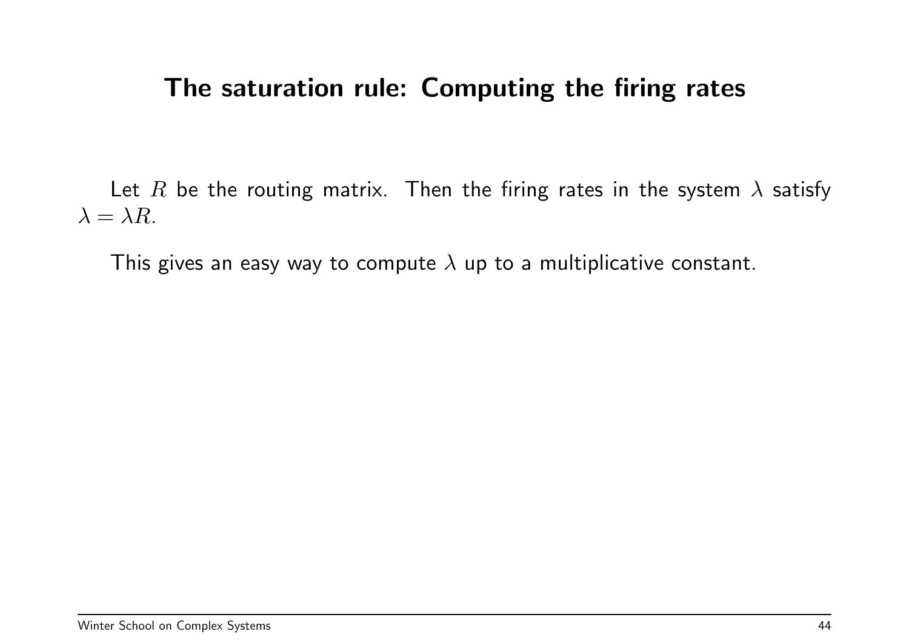# The saturation rule: Computing the firing rates

Let $R$ be the routing matrix. Then the firing rates in the system $\lambda$ satisfy $\lambda = \lambda R$.

This gives an easy way to compute $\lambda$ up to a multiplicative constant.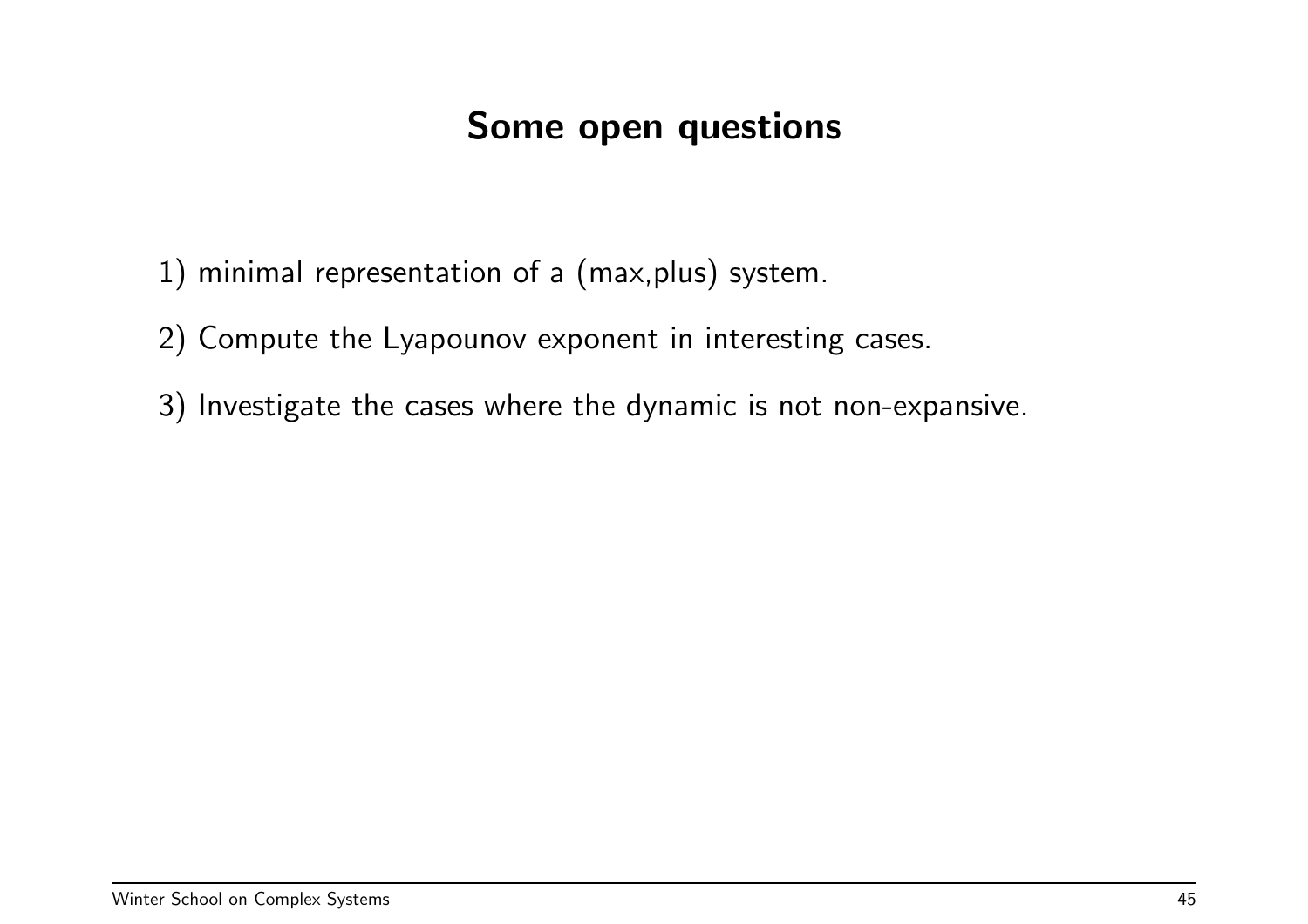# Some open questions

1) minimal representation of a (max,plus) system.

2) Compute the Lyapounov exponent in interesting cases.

3) Investigate the cases where the dynamic is not non-expansive.